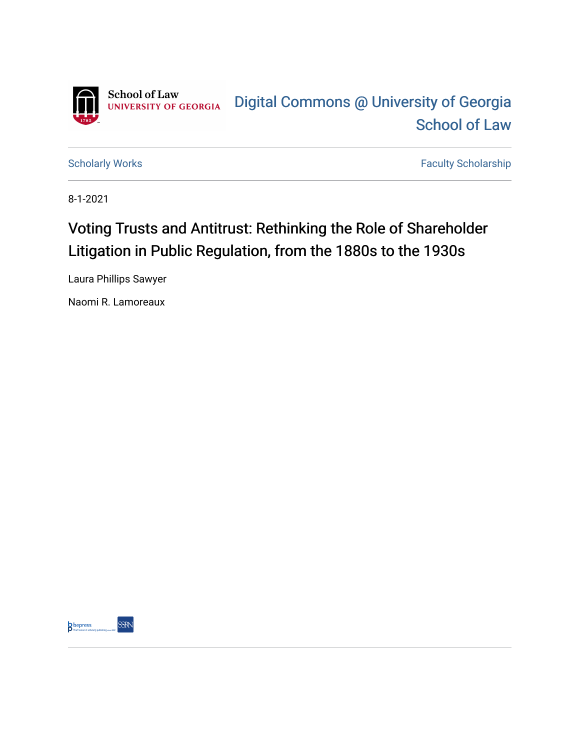School of Law
UNIVERSITY OF GEORGIA

Digital Commons @ University of Georgia School of Law

Scholarly Works

Faculty Scholarship

8-1-2021

# Voting Trusts and Antitrust: Rethinking the Role of Shareholder Litigation in Public Regulation, from the 1880s to the 1930s

Laura Phillips Sawyer

Naomi R. Lamoreaux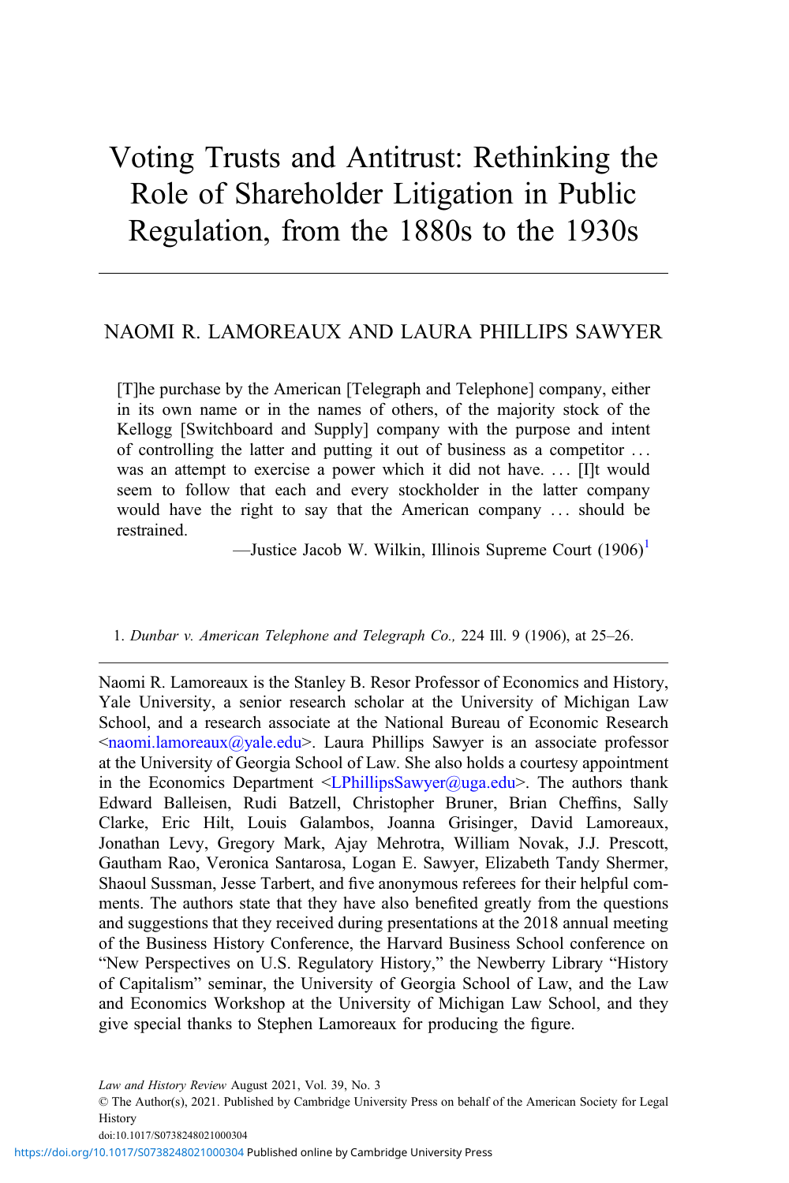# Voting Trusts and Antitrust: Rethinking the Role of Shareholder Litigation in Public Regulation, from the 1880s to the 1930s

NAOMI R. LAMOREAUX AND LAURA PHILLIPS SAWYER

> [T]he purchase by the American [Telegraph and Telephone] company, either in its own name or in the names of others, of the majority stock of the Kellogg [Switchboard and Supply] company with the purpose and intent of controlling the latter and putting it out of business as a competitor … was an attempt to exercise a power which it did not have. … [I]t would seem to follow that each and every stockholder in the latter company would have the right to say that the American company … should be restrained.
>
> —Justice Jacob W. Wilkin, Illinois Supreme Court (1906)[1]

1. *Dunbar v. American Telephone and Telegraph Co.,* 224 Ill. 9 (1906), at 25–26.

---

Naomi R. Lamoreaux is the Stanley B. Resor Professor of Economics and History, Yale University, a senior research scholar at the University of Michigan Law School, and a research associate at the National Bureau of Economic Research <naomi.lamoreaux@yale.edu>. Laura Phillips Sawyer is an associate professor at the University of Georgia School of Law. She also holds a courtesy appointment in the Economics Department <LPhillipsSawyer@uga.edu>. The authors thank Edward Balleisen, Rudi Batzell, Christopher Bruner, Brian Cheffins, Sally Clarke, Eric Hilt, Louis Galambos, Joanna Grisinger, David Lamoreaux, Jonathan Levy, Gregory Mark, Ajay Mehrotra, William Novak, J.J. Prescott, Gautham Rao, Veronica Santarosa, Logan E. Sawyer, Elizabeth Tandy Shermer, Shaoul Sussman, Jesse Tarbert, and five anonymous referees for their helpful comments. The authors state that they have also benefited greatly from the questions and suggestions that they received during presentations at the 2018 annual meeting of the Business History Conference, the Harvard Business School conference on "New Perspectives on U.S. Regulatory History," the Newberry Library "History of Capitalism" seminar, the University of Georgia School of Law, and the Law and Economics Workshop at the University of Michigan Law School, and they give special thanks to Stephen Lamoreaux for producing the figure.

*Law and History Review* August 2021, Vol. 39, No. 3
© The Author(s), 2021. Published by Cambridge University Press on behalf of the American Society for Legal History
doi:10.1017/S0738248021000304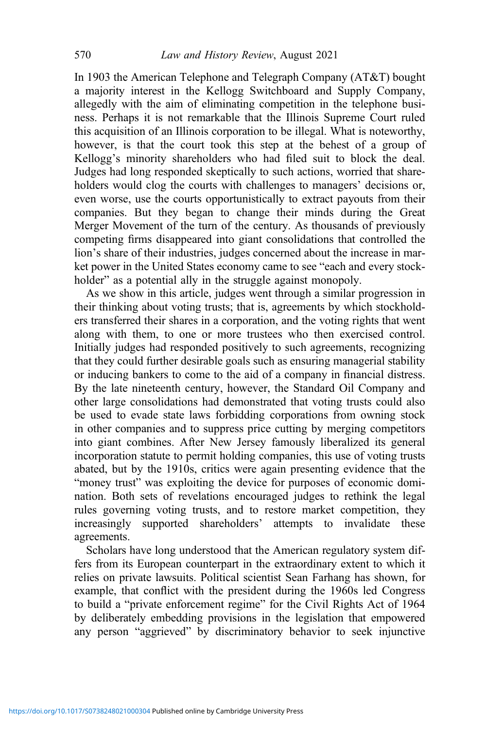In 1903 the American Telephone and Telegraph Company (AT&T) bought a majority interest in the Kellogg Switchboard and Supply Company, allegedly with the aim of eliminating competition in the telephone business. Perhaps it is not remarkable that the Illinois Supreme Court ruled this acquisition of an Illinois corporation to be illegal. What is noteworthy, however, is that the court took this step at the behest of a group of Kellogg's minority shareholders who had filed suit to block the deal. Judges had long responded skeptically to such actions, worried that shareholders would clog the courts with challenges to managers' decisions or, even worse, use the courts opportunistically to extract payouts from their companies. But they began to change their minds during the Great Merger Movement of the turn of the century. As thousands of previously competing firms disappeared into giant consolidations that controlled the lion's share of their industries, judges concerned about the increase in market power in the United States economy came to see "each and every stockholder" as a potential ally in the struggle against monopoly.

As we show in this article, judges went through a similar progression in their thinking about voting trusts; that is, agreements by which stockholders transferred their shares in a corporation, and the voting rights that went along with them, to one or more trustees who then exercised control. Initially judges had responded positively to such agreements, recognizing that they could further desirable goals such as ensuring managerial stability or inducing bankers to come to the aid of a company in financial distress. By the late nineteenth century, however, the Standard Oil Company and other large consolidations had demonstrated that voting trusts could also be used to evade state laws forbidding corporations from owning stock in other companies and to suppress price cutting by merging competitors into giant combines. After New Jersey famously liberalized its general incorporation statute to permit holding companies, this use of voting trusts abated, but by the 1910s, critics were again presenting evidence that the "money trust" was exploiting the device for purposes of economic domination. Both sets of revelations encouraged judges to rethink the legal rules governing voting trusts, and to restore market competition, they increasingly supported shareholders' attempts to invalidate these agreements.

Scholars have long understood that the American regulatory system differs from its European counterpart in the extraordinary extent to which it relies on private lawsuits. Political scientist Sean Farhang has shown, for example, that conflict with the president during the 1960s led Congress to build a "private enforcement regime" for the Civil Rights Act of 1964 by deliberately embedding provisions in the legislation that empowered any person "aggrieved" by discriminatory behavior to seek injunctive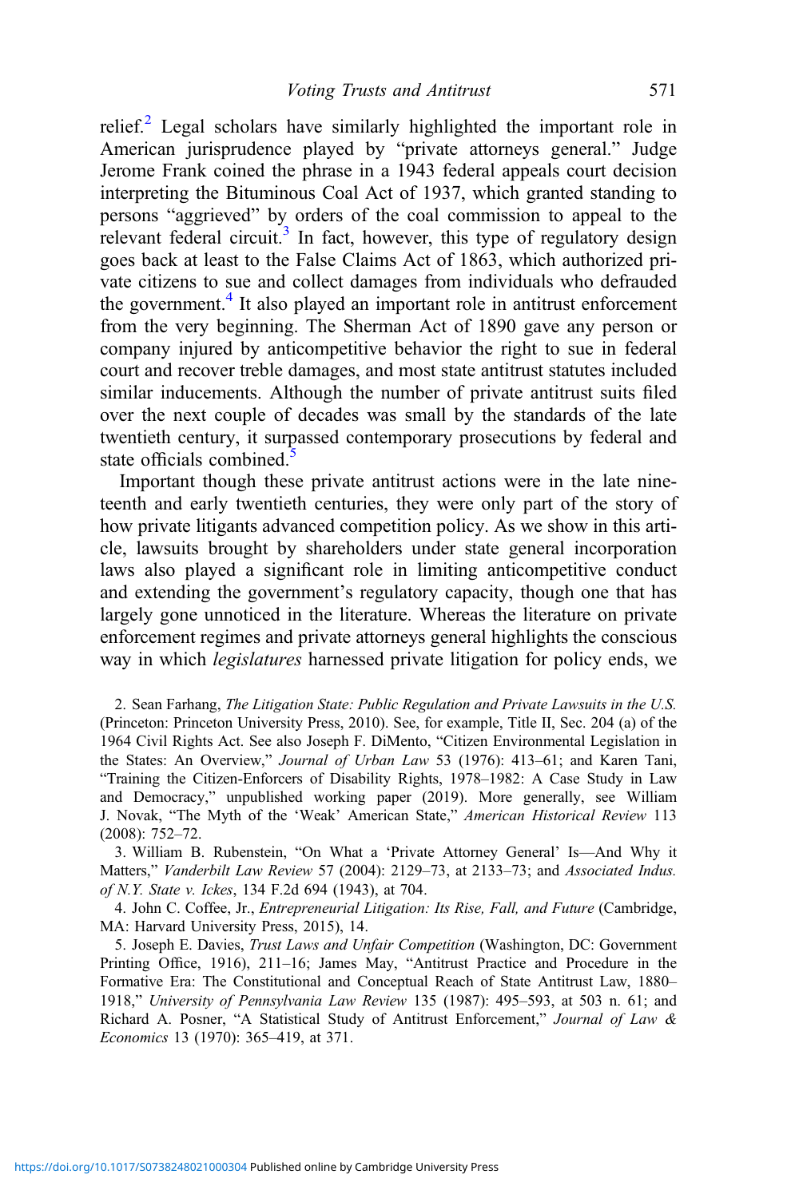relief.[2] Legal scholars have similarly highlighted the important role in American jurisprudence played by "private attorneys general." Judge Jerome Frank coined the phrase in a 1943 federal appeals court decision interpreting the Bituminous Coal Act of 1937, which granted standing to persons "aggrieved" by orders of the coal commission to appeal to the relevant federal circuit.[3] In fact, however, this type of regulatory design goes back at least to the False Claims Act of 1863, which authorized private citizens to sue and collect damages from individuals who defrauded the government.[4] It also played an important role in antitrust enforcement from the very beginning. The Sherman Act of 1890 gave any person or company injured by anticompetitive behavior the right to sue in federal court and recover treble damages, and most state antitrust statutes included similar inducements. Although the number of private antitrust suits filed over the next couple of decades was small by the standards of the late twentieth century, it surpassed contemporary prosecutions by federal and state officials combined.[5]

Important though these private antitrust actions were in the late nineteenth and early twentieth centuries, they were only part of the story of how private litigants advanced competition policy. As we show in this article, lawsuits brought by shareholders under state general incorporation laws also played a significant role in limiting anticompetitive conduct and extending the government's regulatory capacity, though one that has largely gone unnoticed in the literature. Whereas the literature on private enforcement regimes and private attorneys general highlights the conscious way in which *legislatures* harnessed private litigation for policy ends, we

2. Sean Farhang, *The Litigation State: Public Regulation and Private Lawsuits in the U.S.* (Princeton: Princeton University Press, 2010). See, for example, Title II, Sec. 204 (a) of the 1964 Civil Rights Act. See also Joseph F. DiMento, "Citizen Environmental Legislation in the States: An Overview," *Journal of Urban Law* 53 (1976): 413–61; and Karen Tani, "Training the Citizen-Enforcers of Disability Rights, 1978–1982: A Case Study in Law and Democracy," unpublished working paper (2019). More generally, see William J. Novak, "The Myth of the 'Weak' American State," *American Historical Review* 113 (2008): 752–72.

3. William B. Rubenstein, "On What a 'Private Attorney General' Is—And Why it Matters," *Vanderbilt Law Review* 57 (2004): 2129–73, at 2133–73; and *Associated Indus. of N.Y. State v. Ickes*, 134 F.2d 694 (1943), at 704.

4. John C. Coffee, Jr., *Entrepreneurial Litigation: Its Rise, Fall, and Future* (Cambridge, MA: Harvard University Press, 2015), 14.

5. Joseph E. Davies, *Trust Laws and Unfair Competition* (Washington, DC: Government Printing Office, 1916), 211–16; James May, "Antitrust Practice and Procedure in the Formative Era: The Constitutional and Conceptual Reach of State Antitrust Law, 1880–1918," *University of Pennsylvania Law Review* 135 (1987): 495–593, at 503 n. 61; and Richard A. Posner, "A Statistical Study of Antitrust Enforcement," *Journal of Law & Economics* 13 (1970): 365–419, at 371.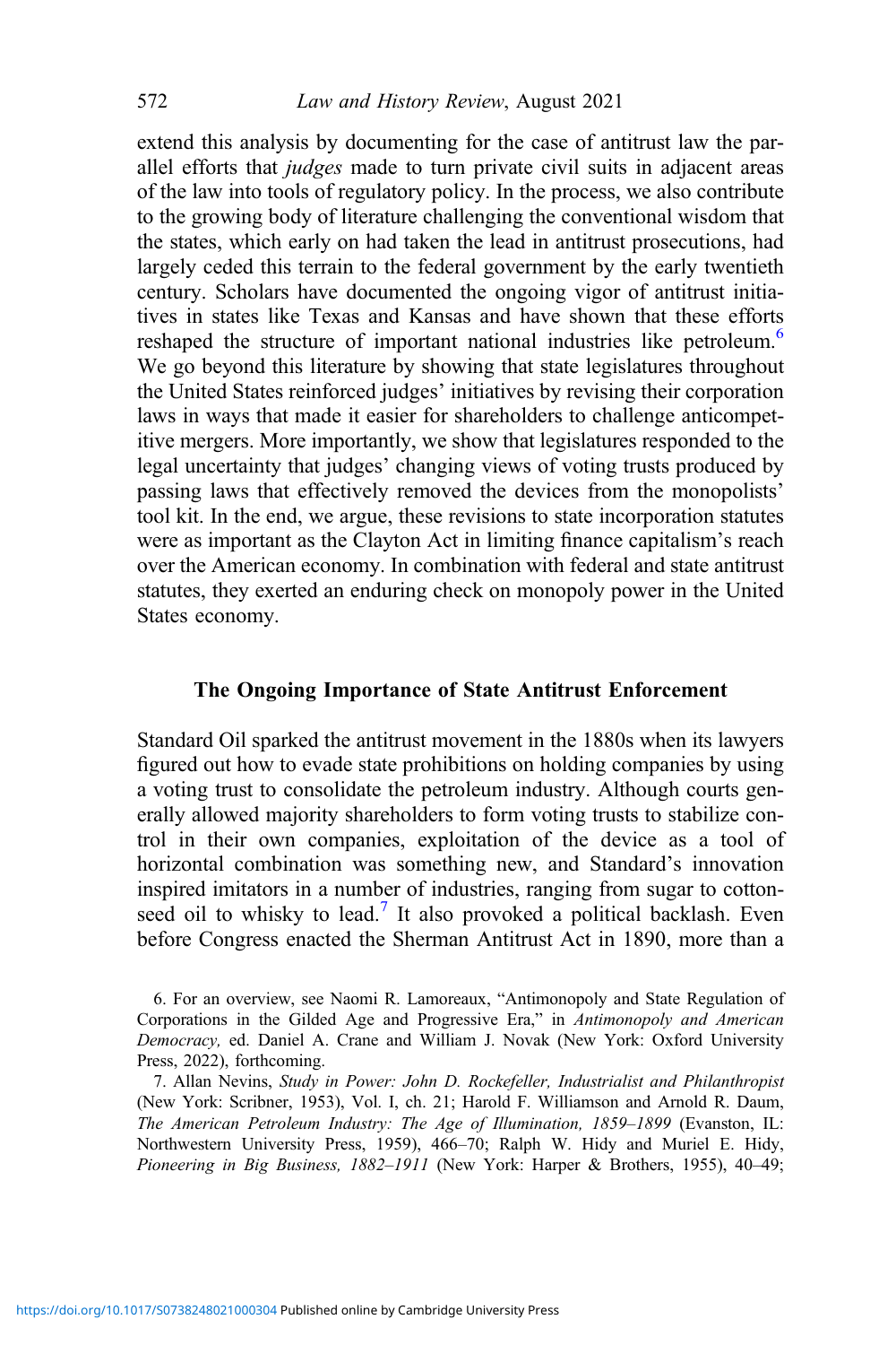extend this analysis by documenting for the case of antitrust law the parallel efforts that *judges* made to turn private civil suits in adjacent areas of the law into tools of regulatory policy. In the process, we also contribute to the growing body of literature challenging the conventional wisdom that the states, which early on had taken the lead in antitrust prosecutions, had largely ceded this terrain to the federal government by the early twentieth century. Scholars have documented the ongoing vigor of antitrust initiatives in states like Texas and Kansas and have shown that these efforts reshaped the structure of important national industries like petroleum.[6] We go beyond this literature by showing that state legislatures throughout the United States reinforced judges' initiatives by revising their corporation laws in ways that made it easier for shareholders to challenge anticompetitive mergers. More importantly, we show that legislatures responded to the legal uncertainty that judges' changing views of voting trusts produced by passing laws that effectively removed the devices from the monopolists' tool kit. In the end, we argue, these revisions to state incorporation statutes were as important as the Clayton Act in limiting finance capitalism's reach over the American economy. In combination with federal and state antitrust statutes, they exerted an enduring check on monopoly power in the United States economy.

## The Ongoing Importance of State Antitrust Enforcement

Standard Oil sparked the antitrust movement in the 1880s when its lawyers figured out how to evade state prohibitions on holding companies by using a voting trust to consolidate the petroleum industry. Although courts generally allowed majority shareholders to form voting trusts to stabilize control in their own companies, exploitation of the device as a tool of horizontal combination was something new, and Standard's innovation inspired imitators in a number of industries, ranging from sugar to cottonseed oil to whisky to lead.[7] It also provoked a political backlash. Even before Congress enacted the Sherman Antitrust Act in 1890, more than a

6. For an overview, see Naomi R. Lamoreaux, "Antimonopoly and State Regulation of Corporations in the Gilded Age and Progressive Era," in *Antimonopoly and American Democracy,* ed. Daniel A. Crane and William J. Novak (New York: Oxford University Press, 2022), forthcoming.

7. Allan Nevins, *Study in Power: John D. Rockefeller, Industrialist and Philanthropist* (New York: Scribner, 1953), Vol. I, ch. 21; Harold F. Williamson and Arnold R. Daum, *The American Petroleum Industry: The Age of Illumination, 1859–1899* (Evanston, IL: Northwestern University Press, 1959), 466–70; Ralph W. Hidy and Muriel E. Hidy, *Pioneering in Big Business, 1882–1911* (New York: Harper & Brothers, 1955), 40–49;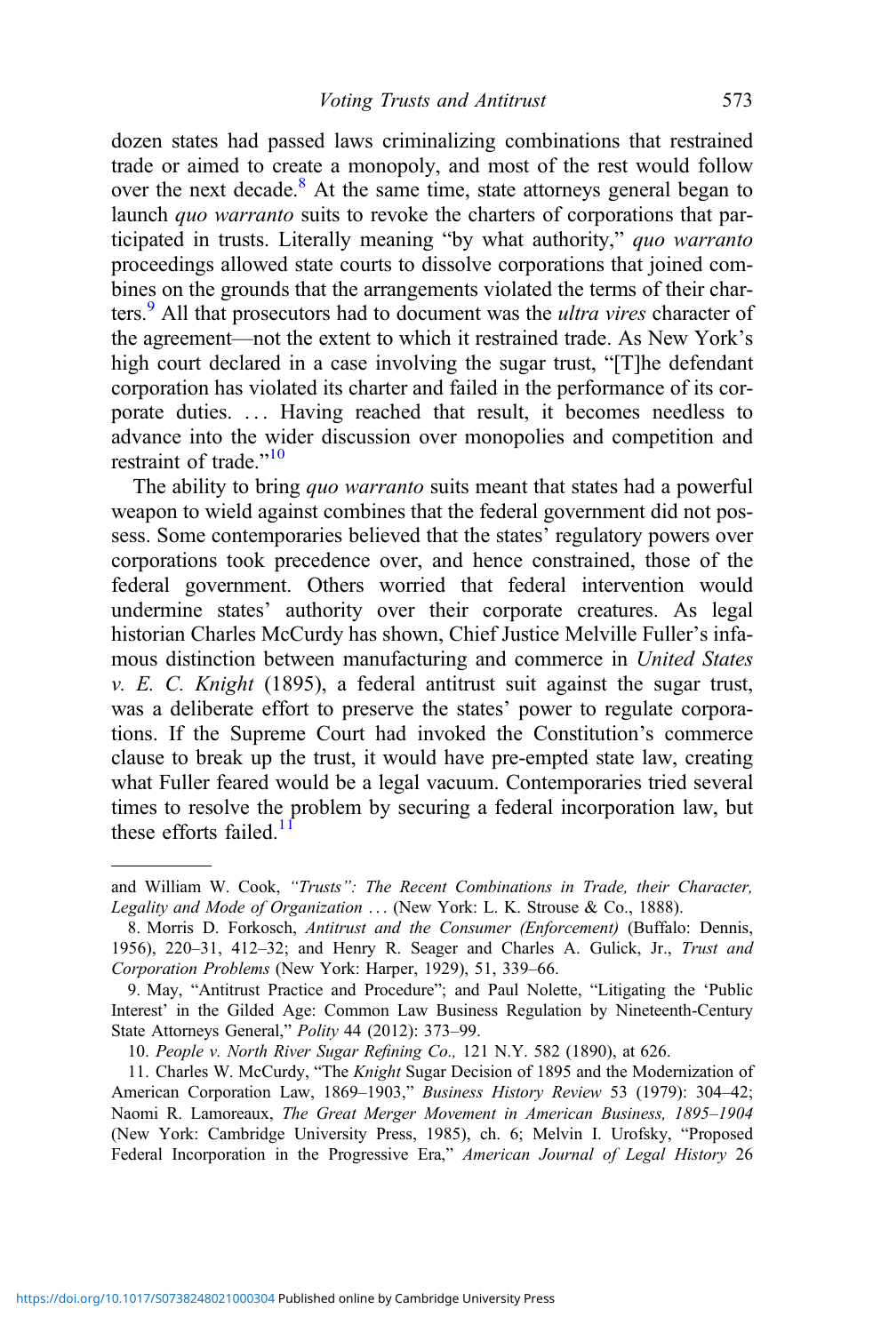dozen states had passed laws criminalizing combinations that restrained trade or aimed to create a monopoly, and most of the rest would follow over the next decade.[8] At the same time, state attorneys general began to launch *quo warranto* suits to revoke the charters of corporations that participated in trusts. Literally meaning "by what authority," *quo warranto* proceedings allowed state courts to dissolve corporations that joined combines on the grounds that the arrangements violated the terms of their charters.[9] All that prosecutors had to document was the *ultra vires* character of the agreement—not the extent to which it restrained trade. As New York's high court declared in a case involving the sugar trust, "[T]he defendant corporation has violated its charter and failed in the performance of its corporate duties. … Having reached that result, it becomes needless to advance into the wider discussion over monopolies and competition and restraint of trade."[10]

The ability to bring *quo warranto* suits meant that states had a powerful weapon to wield against combines that the federal government did not possess. Some contemporaries believed that the states' regulatory powers over corporations took precedence over, and hence constrained, those of the federal government. Others worried that federal intervention would undermine states' authority over their corporate creatures. As legal historian Charles McCurdy has shown, Chief Justice Melville Fuller's infamous distinction between manufacturing and commerce in *United States v. E. C. Knight* (1895), a federal antitrust suit against the sugar trust, was a deliberate effort to preserve the states' power to regulate corporations. If the Supreme Court had invoked the Constitution's commerce clause to break up the trust, it would have pre-empted state law, creating what Fuller feared would be a legal vacuum. Contemporaries tried several times to resolve the problem by securing a federal incorporation law, but these efforts failed.[11]

---

and William W. Cook, *"Trusts": The Recent Combinations in Trade, their Character, Legality and Mode of Organization* … (New York: L. K. Strouse & Co., 1888).

8. Morris D. Forkosch, *Antitrust and the Consumer (Enforcement)* (Buffalo: Dennis, 1956), 220–31, 412–32; and Henry R. Seager and Charles A. Gulick, Jr., *Trust and Corporation Problems* (New York: Harper, 1929), 51, 339–66.

9. May, "Antitrust Practice and Procedure"; and Paul Nolette, "Litigating the 'Public Interest' in the Gilded Age: Common Law Business Regulation by Nineteenth-Century State Attorneys General," *Polity* 44 (2012): 373–99.

10. *People v. North River Sugar Refining Co.,* 121 N.Y. 582 (1890), at 626.

11. Charles W. McCurdy, "The *Knight* Sugar Decision of 1895 and the Modernization of American Corporation Law, 1869–1903," *Business History Review* 53 (1979): 304–42; Naomi R. Lamoreaux, *The Great Merger Movement in American Business, 1895–1904* (New York: Cambridge University Press, 1985), ch. 6; Melvin I. Urofsky, "Proposed Federal Incorporation in the Progressive Era," *American Journal of Legal History* 26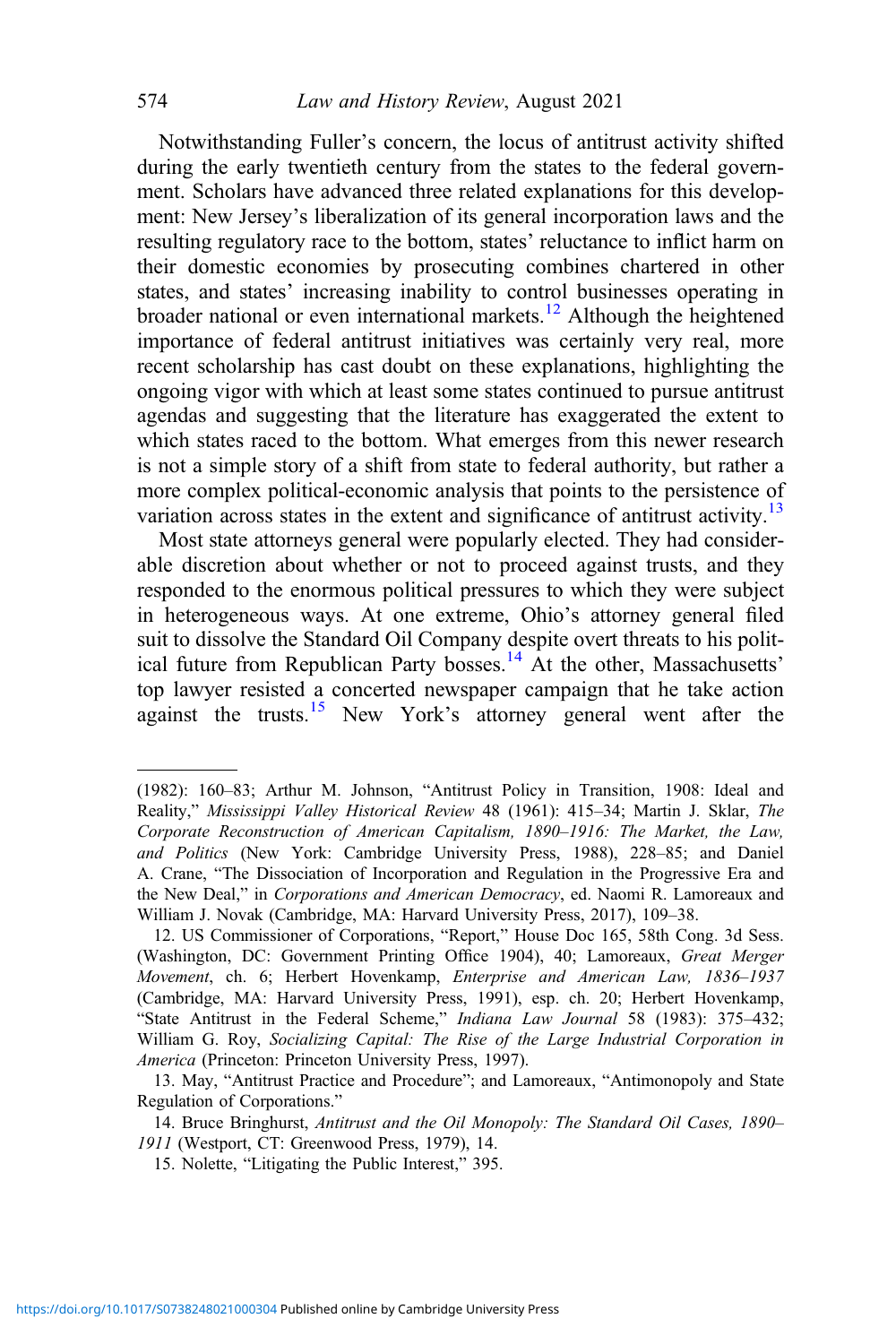Notwithstanding Fuller's concern, the locus of antitrust activity shifted during the early twentieth century from the states to the federal government. Scholars have advanced three related explanations for this development: New Jersey's liberalization of its general incorporation laws and the resulting regulatory race to the bottom, states' reluctance to inflict harm on their domestic economies by prosecuting combines chartered in other states, and states' increasing inability to control businesses operating in broader national or even international markets.[12] Although the heightened importance of federal antitrust initiatives was certainly very real, more recent scholarship has cast doubt on these explanations, highlighting the ongoing vigor with which at least some states continued to pursue antitrust agendas and suggesting that the literature has exaggerated the extent to which states raced to the bottom. What emerges from this newer research is not a simple story of a shift from state to federal authority, but rather a more complex political-economic analysis that points to the persistence of variation across states in the extent and significance of antitrust activity.[13]

Most state attorneys general were popularly elected. They had considerable discretion about whether or not to proceed against trusts, and they responded to the enormous political pressures to which they were subject in heterogeneous ways. At one extreme, Ohio's attorney general filed suit to dissolve the Standard Oil Company despite overt threats to his political future from Republican Party bosses.[14] At the other, Massachusetts' top lawyer resisted a concerted newspaper campaign that he take action against the trusts.[15] New York's attorney general went after the

---

(1982): 160–83; Arthur M. Johnson, "Antitrust Policy in Transition, 1908: Ideal and Reality," *Mississippi Valley Historical Review* 48 (1961): 415–34; Martin J. Sklar, *The Corporate Reconstruction of American Capitalism, 1890–1916: The Market, the Law, and Politics* (New York: Cambridge University Press, 1988), 228–85; and Daniel A. Crane, "The Dissociation of Incorporation and Regulation in the Progressive Era and the New Deal," in *Corporations and American Democracy*, ed. Naomi R. Lamoreaux and William J. Novak (Cambridge, MA: Harvard University Press, 2017), 109–38.

12. US Commissioner of Corporations, "Report," House Doc 165, 58th Cong. 3d Sess. (Washington, DC: Government Printing Office 1904), 40; Lamoreaux, *Great Merger Movement*, ch. 6; Herbert Hovenkamp, *Enterprise and American Law, 1836–1937* (Cambridge, MA: Harvard University Press, 1991), esp. ch. 20; Herbert Hovenkamp, "State Antitrust in the Federal Scheme," *Indiana Law Journal* 58 (1983): 375–432; William G. Roy, *Socializing Capital: The Rise of the Large Industrial Corporation in America* (Princeton: Princeton University Press, 1997).

13. May, "Antitrust Practice and Procedure"; and Lamoreaux, "Antimonopoly and State Regulation of Corporations."

14. Bruce Bringhurst, *Antitrust and the Oil Monopoly: The Standard Oil Cases, 1890–1911* (Westport, CT: Greenwood Press, 1979), 14.

15. Nolette, "Litigating the Public Interest," 395.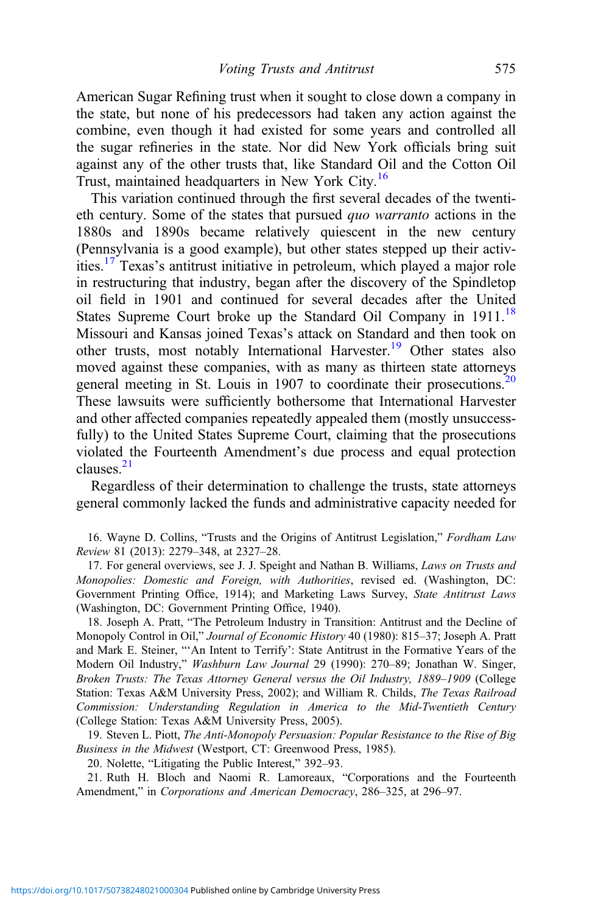American Sugar Refining trust when it sought to close down a company in the state, but none of his predecessors had taken any action against the combine, even though it had existed for some years and controlled all the sugar refineries in the state. Nor did New York officials bring suit against any of the other trusts that, like Standard Oil and the Cotton Oil Trust, maintained headquarters in New York City.[16]

This variation continued through the first several decades of the twentieth century. Some of the states that pursued *quo warranto* actions in the 1880s and 1890s became relatively quiescent in the new century (Pennsylvania is a good example), but other states stepped up their activities.[17] Texas's antitrust initiative in petroleum, which played a major role in restructuring that industry, began after the discovery of the Spindletop oil field in 1901 and continued for several decades after the United States Supreme Court broke up the Standard Oil Company in 1911.[18] Missouri and Kansas joined Texas's attack on Standard and then took on other trusts, most notably International Harvester.[19] Other states also moved against these companies, with as many as thirteen state attorneys general meeting in St. Louis in 1907 to coordinate their prosecutions.[20] These lawsuits were sufficiently bothersome that International Harvester and other affected companies repeatedly appealed them (mostly unsuccessfully) to the United States Supreme Court, claiming that the prosecutions violated the Fourteenth Amendment's due process and equal protection clauses.[21]

Regardless of their determination to challenge the trusts, state attorneys general commonly lacked the funds and administrative capacity needed for

16. Wayne D. Collins, "Trusts and the Origins of Antitrust Legislation," *Fordham Law Review* 81 (2013): 2279–348, at 2327–28.

17. For general overviews, see J. J. Speight and Nathan B. Williams, *Laws on Trusts and Monopolies: Domestic and Foreign, with Authorities*, revised ed. (Washington, DC: Government Printing Office, 1914); and Marketing Laws Survey, *State Antitrust Laws* (Washington, DC: Government Printing Office, 1940).

18. Joseph A. Pratt, "The Petroleum Industry in Transition: Antitrust and the Decline of Monopoly Control in Oil," *Journal of Economic History* 40 (1980): 815–37; Joseph A. Pratt and Mark E. Steiner, "'An Intent to Terrify': State Antitrust in the Formative Years of the Modern Oil Industry," *Washburn Law Journal* 29 (1990): 270–89; Jonathan W. Singer, *Broken Trusts: The Texas Attorney General versus the Oil Industry, 1889–1909* (College Station: Texas A&M University Press, 2002); and William R. Childs, *The Texas Railroad Commission: Understanding Regulation in America to the Mid-Twentieth Century* (College Station: Texas A&M University Press, 2005).

19. Steven L. Piott, *The Anti-Monopoly Persuasion: Popular Resistance to the Rise of Big Business in the Midwest* (Westport, CT: Greenwood Press, 1985).

20. Nolette, "Litigating the Public Interest," 392–93.

21. Ruth H. Bloch and Naomi R. Lamoreaux, "Corporations and the Fourteenth Amendment," in *Corporations and American Democracy*, 286–325, at 296–97.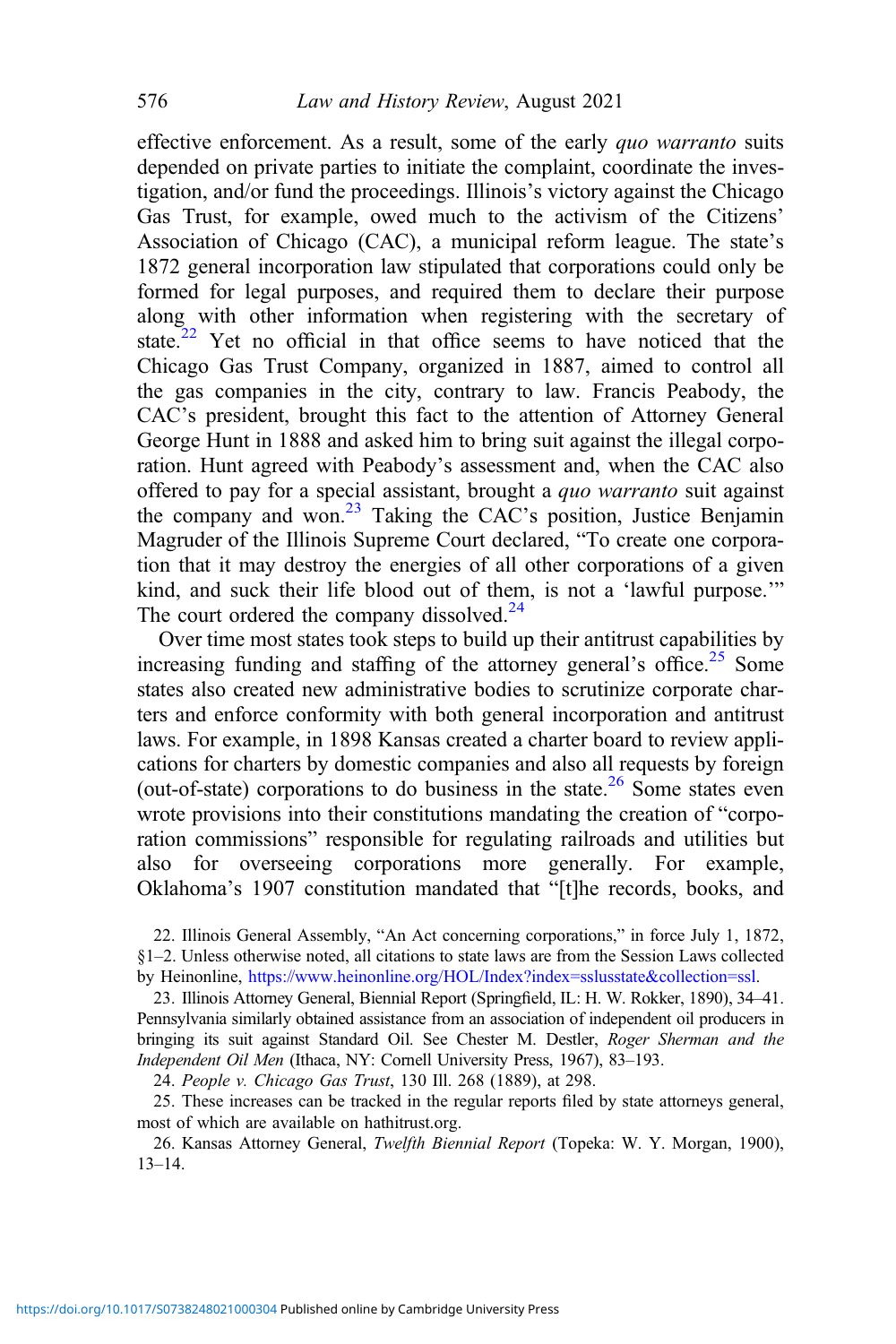effective enforcement. As a result, some of the early *quo warranto* suits depended on private parties to initiate the complaint, coordinate the investigation, and/or fund the proceedings. Illinois's victory against the Chicago Gas Trust, for example, owed much to the activism of the Citizens' Association of Chicago (CAC), a municipal reform league. The state's 1872 general incorporation law stipulated that corporations could only be formed for legal purposes, and required them to declare their purpose along with other information when registering with the secretary of state.[22] Yet no official in that office seems to have noticed that the Chicago Gas Trust Company, organized in 1887, aimed to control all the gas companies in the city, contrary to law. Francis Peabody, the CAC's president, brought this fact to the attention of Attorney General George Hunt in 1888 and asked him to bring suit against the illegal corporation. Hunt agreed with Peabody's assessment and, when the CAC also offered to pay for a special assistant, brought a *quo warranto* suit against the company and won.[23] Taking the CAC's position, Justice Benjamin Magruder of the Illinois Supreme Court declared, "To create one corporation that it may destroy the energies of all other corporations of a given kind, and suck their life blood out of them, is not a 'lawful purpose.'" The court ordered the company dissolved.[24]

Over time most states took steps to build up their antitrust capabilities by increasing funding and staffing of the attorney general's office.[25] Some states also created new administrative bodies to scrutinize corporate charters and enforce conformity with both general incorporation and antitrust laws. For example, in 1898 Kansas created a charter board to review applications for charters by domestic companies and also all requests by foreign (out-of-state) corporations to do business in the state.[26] Some states even wrote provisions into their constitutions mandating the creation of "corporation commissions" responsible for regulating railroads and utilities but also for overseeing corporations more generally. For example, Oklahoma's 1907 constitution mandated that "[t]he records, books, and

22. Illinois General Assembly, "An Act concerning corporations," in force July 1, 1872, §1–2. Unless otherwise noted, all citations to state laws are from the Session Laws collected by Heinonline, https://www.heinonline.org/HOL/Index?index=sslusstate&collection=ssl.

23. Illinois Attorney General, Biennial Report (Springfield, IL: H. W. Rokker, 1890), 34–41. Pennsylvania similarly obtained assistance from an association of independent oil producers in bringing its suit against Standard Oil. See Chester M. Destler, *Roger Sherman and the Independent Oil Men* (Ithaca, NY: Cornell University Press, 1967), 83–193.

24. *People v. Chicago Gas Trust*, 130 Ill. 268 (1889), at 298.

25. These increases can be tracked in the regular reports filed by state attorneys general, most of which are available on hathitrust.org.

26. Kansas Attorney General, *Twelfth Biennial Report* (Topeka: W. Y. Morgan, 1900), 13–14.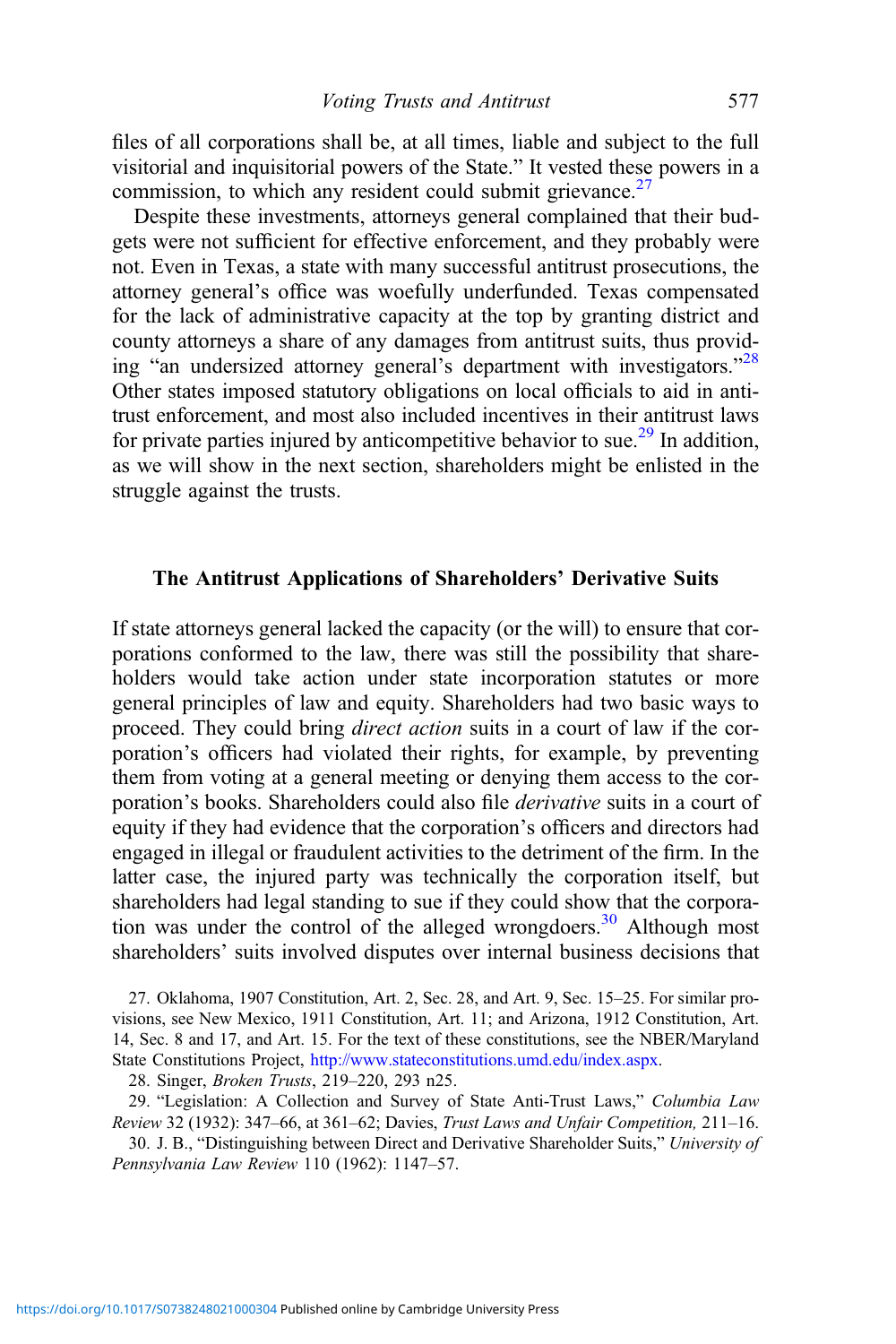files of all corporations shall be, at all times, liable and subject to the full visitorial and inquisitorial powers of the State." It vested these powers in a commission, to which any resident could submit grievance.[27]

Despite these investments, attorneys general complained that their budgets were not sufficient for effective enforcement, and they probably were not. Even in Texas, a state with many successful antitrust prosecutions, the attorney general's office was woefully underfunded. Texas compensated for the lack of administrative capacity at the top by granting district and county attorneys a share of any damages from antitrust suits, thus providing "an undersized attorney general's department with investigators."[28] Other states imposed statutory obligations on local officials to aid in antitrust enforcement, and most also included incentives in their antitrust laws for private parties injured by anticompetitive behavior to sue.[29] In addition, as we will show in the next section, shareholders might be enlisted in the struggle against the trusts.

## The Antitrust Applications of Shareholders' Derivative Suits

If state attorneys general lacked the capacity (or the will) to ensure that corporations conformed to the law, there was still the possibility that shareholders would take action under state incorporation statutes or more general principles of law and equity. Shareholders had two basic ways to proceed. They could bring *direct action* suits in a court of law if the corporation's officers had violated their rights, for example, by preventing them from voting at a general meeting or denying them access to the corporation's books. Shareholders could also file *derivative* suits in a court of equity if they had evidence that the corporation's officers and directors had engaged in illegal or fraudulent activities to the detriment of the firm. In the latter case, the injured party was technically the corporation itself, but shareholders had legal standing to sue if they could show that the corporation was under the control of the alleged wrongdoers.[30] Although most shareholders' suits involved disputes over internal business decisions that

27. Oklahoma, 1907 Constitution, Art. 2, Sec. 28, and Art. 9, Sec. 15–25. For similar provisions, see New Mexico, 1911 Constitution, Art. 11; and Arizona, 1912 Constitution, Art. 14, Sec. 8 and 17, and Art. 15. For the text of these constitutions, see the NBER/Maryland State Constitutions Project, http://www.stateconstitutions.umd.edu/index.aspx.

28. Singer, *Broken Trusts*, 219–220, 293 n25.

29. "Legislation: A Collection and Survey of State Anti-Trust Laws," *Columbia Law Review* 32 (1932): 347–66, at 361–62; Davies, *Trust Laws and Unfair Competition,* 211–16.

30. J. B., "Distinguishing between Direct and Derivative Shareholder Suits," *University of Pennsylvania Law Review* 110 (1962): 1147–57.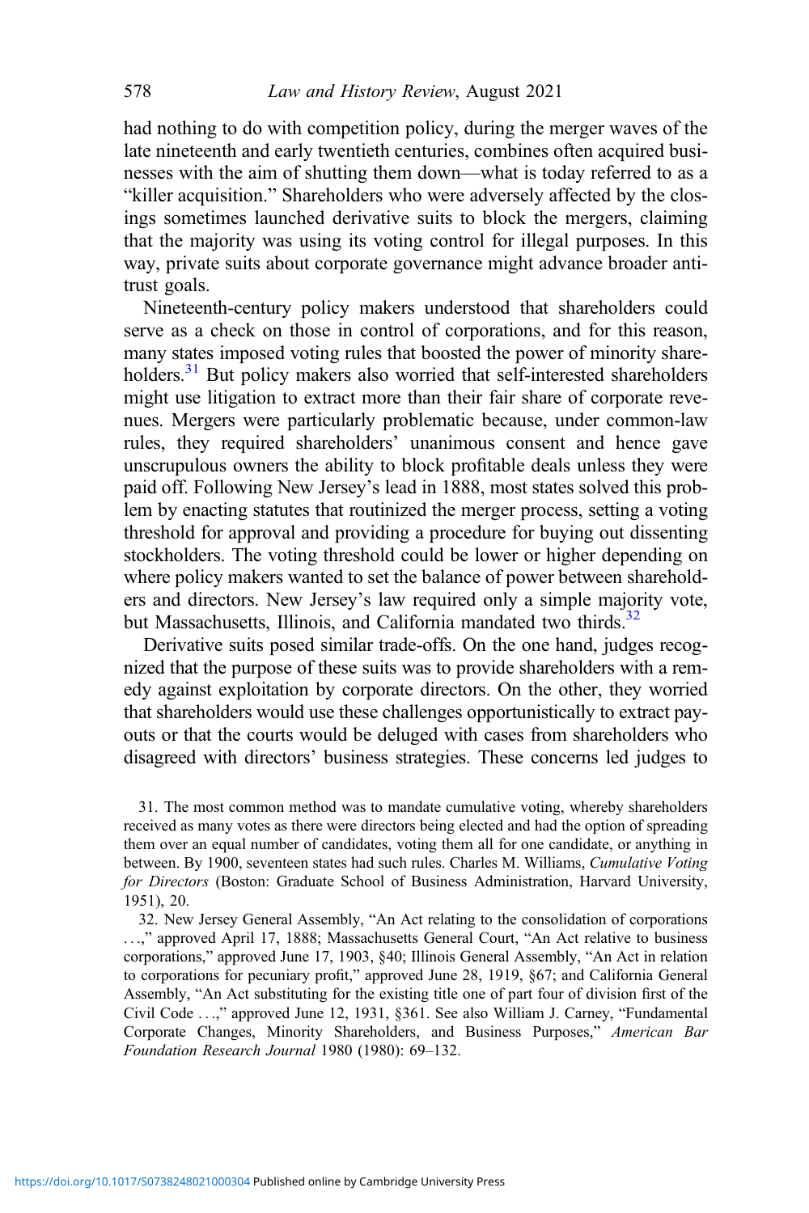had nothing to do with competition policy, during the merger waves of the late nineteenth and early twentieth centuries, combines often acquired businesses with the aim of shutting them down—what is today referred to as a "killer acquisition." Shareholders who were adversely affected by the closings sometimes launched derivative suits to block the mergers, claiming that the majority was using its voting control for illegal purposes. In this way, private suits about corporate governance might advance broader antitrust goals.

Nineteenth-century policy makers understood that shareholders could serve as a check on those in control of corporations, and for this reason, many states imposed voting rules that boosted the power of minority shareholders.[31] But policy makers also worried that self-interested shareholders might use litigation to extract more than their fair share of corporate revenues. Mergers were particularly problematic because, under common-law rules, they required shareholders' unanimous consent and hence gave unscrupulous owners the ability to block profitable deals unless they were paid off. Following New Jersey's lead in 1888, most states solved this problem by enacting statutes that routinized the merger process, setting a voting threshold for approval and providing a procedure for buying out dissenting stockholders. The voting threshold could be lower or higher depending on where policy makers wanted to set the balance of power between shareholders and directors. New Jersey's law required only a simple majority vote, but Massachusetts, Illinois, and California mandated two thirds.[32]

Derivative suits posed similar trade-offs. On the one hand, judges recognized that the purpose of these suits was to provide shareholders with a remedy against exploitation by corporate directors. On the other, they worried that shareholders would use these challenges opportunistically to extract payouts or that the courts would be deluged with cases from shareholders who disagreed with directors' business strategies. These concerns led judges to

31. The most common method was to mandate cumulative voting, whereby shareholders received as many votes as there were directors being elected and had the option of spreading them over an equal number of candidates, voting them all for one candidate, or anything in between. By 1900, seventeen states had such rules. Charles M. Williams, *Cumulative Voting for Directors* (Boston: Graduate School of Business Administration, Harvard University, 1951), 20.

32. New Jersey General Assembly, "An Act relating to the consolidation of corporations ...," approved April 17, 1888; Massachusetts General Court, "An Act relative to business corporations," approved June 17, 1903, §40; Illinois General Assembly, "An Act in relation to corporations for pecuniary profit," approved June 28, 1919, §67; and California General Assembly, "An Act substituting for the existing title one of part four of division first of the Civil Code ...," approved June 12, 1931, §361. See also William J. Carney, "Fundamental Corporate Changes, Minority Shareholders, and Business Purposes," *American Bar Foundation Research Journal* 1980 (1980): 69–132.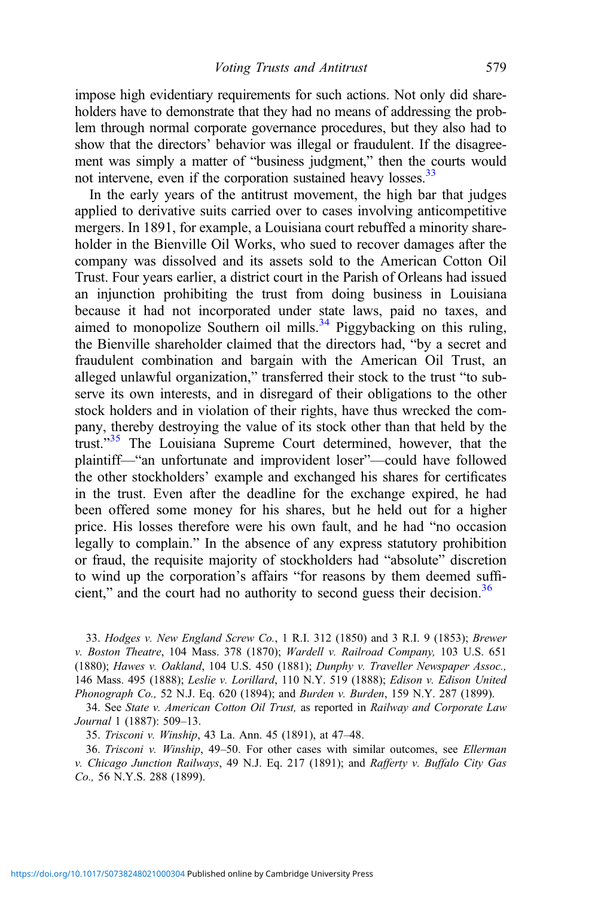impose high evidentiary requirements for such actions. Not only did shareholders have to demonstrate that they had no means of addressing the problem through normal corporate governance procedures, but they also had to show that the directors' behavior was illegal or fraudulent. If the disagreement was simply a matter of "business judgment," then the courts would not intervene, even if the corporation sustained heavy losses.[33]

In the early years of the antitrust movement, the high bar that judges applied to derivative suits carried over to cases involving anticompetitive mergers. In 1891, for example, a Louisiana court rebuffed a minority shareholder in the Bienville Oil Works, who sued to recover damages after the company was dissolved and its assets sold to the American Cotton Oil Trust. Four years earlier, a district court in the Parish of Orleans had issued an injunction prohibiting the trust from doing business in Louisiana because it had not incorporated under state laws, paid no taxes, and aimed to monopolize Southern oil mills.[34] Piggybacking on this ruling, the Bienville shareholder claimed that the directors had, "by a secret and fraudulent combination and bargain with the American Oil Trust, an alleged unlawful organization," transferred their stock to the trust "to subserve its own interests, and in disregard of their obligations to the other stock holders and in violation of their rights, have thus wrecked the company, thereby destroying the value of its stock other than that held by the trust."[35] The Louisiana Supreme Court determined, however, that the plaintiff—"an unfortunate and improvident loser"—could have followed the other stockholders' example and exchanged his shares for certificates in the trust. Even after the deadline for the exchange expired, he had been offered some money for his shares, but he held out for a higher price. His losses therefore were his own fault, and he had "no occasion legally to complain." In the absence of any express statutory prohibition or fraud, the requisite majority of stockholders had "absolute" discretion to wind up the corporation's affairs "for reasons by them deemed sufficient," and the court had no authority to second guess their decision.[36]

33. *Hodges v. New England Screw Co.*, 1 R.I. 312 (1850) and 3 R.I. 9 (1853); *Brewer v. Boston Theatre*, 104 Mass. 378 (1870); *Wardell v. Railroad Company,* 103 U.S. 651 (1880); *Hawes v. Oakland*, 104 U.S. 450 (1881); *Dunphy v. Traveller Newspaper Assoc.,* 146 Mass. 495 (1888); *Leslie v. Lorillard*, 110 N.Y. 519 (1888); *Edison v. Edison United Phonograph Co.,* 52 N.J. Eq. 620 (1894); and *Burden v. Burden*, 159 N.Y. 287 (1899).

34. See *State v. American Cotton Oil Trust,* as reported in *Railway and Corporate Law Journal* 1 (1887): 509–13.

35. *Trisconi v. Winship*, 43 La. Ann. 45 (1891), at 47–48.

36. *Trisconi v. Winship*, 49–50. For other cases with similar outcomes, see *Ellerman v. Chicago Junction Railways*, 49 N.J. Eq. 217 (1891); and *Rafferty v. Buffalo City Gas Co.,* 56 N.Y.S. 288 (1899).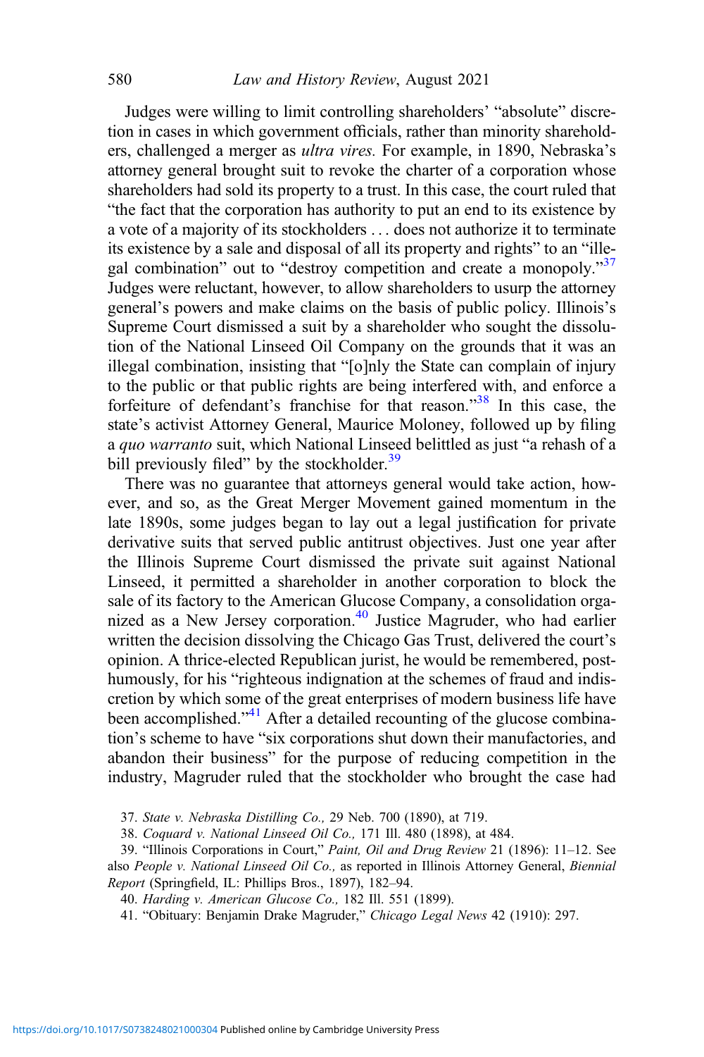Judges were willing to limit controlling shareholders' "absolute" discretion in cases in which government officials, rather than minority shareholders, challenged a merger as *ultra vires.* For example, in 1890, Nebraska's attorney general brought suit to revoke the charter of a corporation whose shareholders had sold its property to a trust. In this case, the court ruled that "the fact that the corporation has authority to put an end to its existence by a vote of a majority of its stockholders . . . does not authorize it to terminate its existence by a sale and disposal of all its property and rights" to an "illegal combination" out to "destroy competition and create a monopoly."[37] Judges were reluctant, however, to allow shareholders to usurp the attorney general's powers and make claims on the basis of public policy. Illinois's Supreme Court dismissed a suit by a shareholder who sought the dissolution of the National Linseed Oil Company on the grounds that it was an illegal combination, insisting that "[o]nly the State can complain of injury to the public or that public rights are being interfered with, and enforce a forfeiture of defendant's franchise for that reason."[38] In this case, the state's activist Attorney General, Maurice Moloney, followed up by filing a *quo warranto* suit, which National Linseed belittled as just "a rehash of a bill previously filed" by the stockholder.[39]

There was no guarantee that attorneys general would take action, however, and so, as the Great Merger Movement gained momentum in the late 1890s, some judges began to lay out a legal justification for private derivative suits that served public antitrust objectives. Just one year after the Illinois Supreme Court dismissed the private suit against National Linseed, it permitted a shareholder in another corporation to block the sale of its factory to the American Glucose Company, a consolidation organized as a New Jersey corporation.[40] Justice Magruder, who had earlier written the decision dissolving the Chicago Gas Trust, delivered the court's opinion. A thrice-elected Republican jurist, he would be remembered, posthumously, for his "righteous indignation at the schemes of fraud and indiscretion by which some of the great enterprises of modern business life have been accomplished."[41] After a detailed recounting of the glucose combination's scheme to have "six corporations shut down their manufactories, and abandon their business" for the purpose of reducing competition in the industry, Magruder ruled that the stockholder who brought the case had

37. *State v. Nebraska Distilling Co.,* 29 Neb. 700 (1890), at 719.

38. *Coquard v. National Linseed Oil Co.,* 171 Ill. 480 (1898), at 484.

39. "Illinois Corporations in Court," *Paint, Oil and Drug Review* 21 (1896): 11–12. See also *People v. National Linseed Oil Co.,* as reported in Illinois Attorney General, *Biennial Report* (Springfield, IL: Phillips Bros., 1897), 182–94.

40. *Harding v. American Glucose Co.,* 182 Ill. 551 (1899).

41. "Obituary: Benjamin Drake Magruder," *Chicago Legal News* 42 (1910): 297.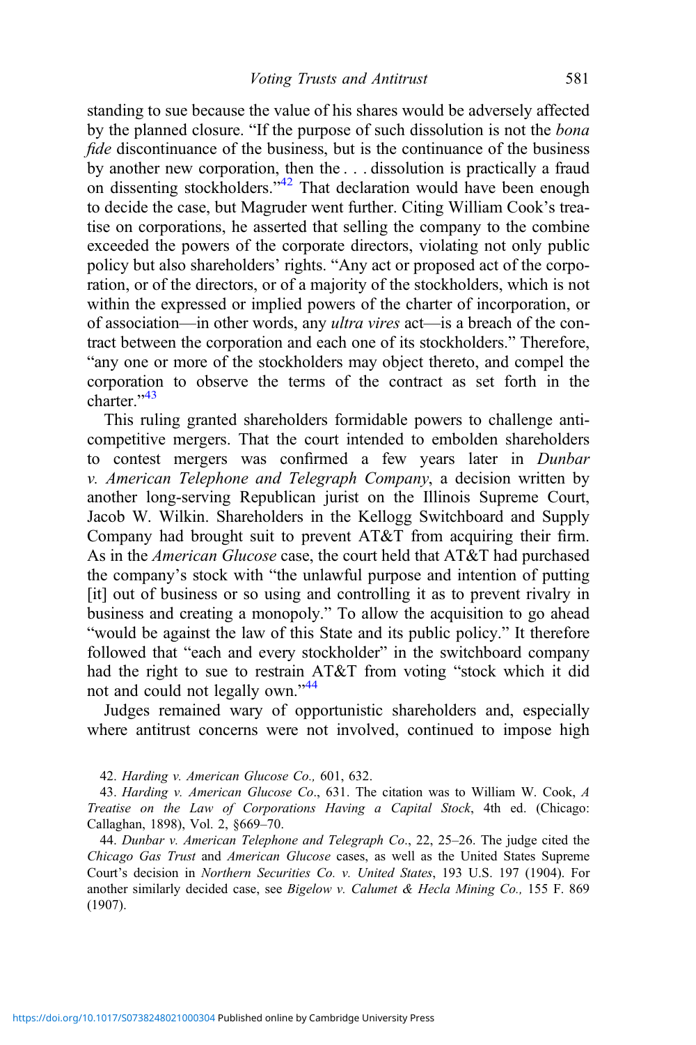standing to sue because the value of his shares would be adversely affected by the planned closure. "If the purpose of such dissolution is not the *bona fide* discontinuance of the business, but is the continuance of the business by another new corporation, then the . . . dissolution is practically a fraud on dissenting stockholders."[42] That declaration would have been enough to decide the case, but Magruder went further. Citing William Cook's treatise on corporations, he asserted that selling the company to the combine exceeded the powers of the corporate directors, violating not only public policy but also shareholders' rights. "Any act or proposed act of the corporation, or of the directors, or of a majority of the stockholders, which is not within the expressed or implied powers of the charter of incorporation, or of association—in other words, any *ultra vires* act—is a breach of the contract between the corporation and each one of its stockholders." Therefore, "any one or more of the stockholders may object thereto, and compel the corporation to observe the terms of the contract as set forth in the charter."[43]

This ruling granted shareholders formidable powers to challenge anticompetitive mergers. That the court intended to embolden shareholders to contest mergers was confirmed a few years later in *Dunbar v. American Telephone and Telegraph Company*, a decision written by another long-serving Republican jurist on the Illinois Supreme Court, Jacob W. Wilkin. Shareholders in the Kellogg Switchboard and Supply Company had brought suit to prevent AT&T from acquiring their firm. As in the *American Glucose* case, the court held that AT&T had purchased the company's stock with "the unlawful purpose and intention of putting [it] out of business or so using and controlling it as to prevent rivalry in business and creating a monopoly." To allow the acquisition to go ahead "would be against the law of this State and its public policy." It therefore followed that "each and every stockholder" in the switchboard company had the right to sue to restrain AT&T from voting "stock which it did not and could not legally own."[44]

Judges remained wary of opportunistic shareholders and, especially where antitrust concerns were not involved, continued to impose high

42. *Harding v. American Glucose Co.,* 601, 632.

43. *Harding v. American Glucose Co*., 631. The citation was to William W. Cook, *A Treatise on the Law of Corporations Having a Capital Stock*, 4th ed. (Chicago: Callaghan, 1898), Vol. 2, §669–70.

44. *Dunbar v. American Telephone and Telegraph Co*., 22, 25–26. The judge cited the *Chicago Gas Trust* and *American Glucose* cases, as well as the United States Supreme Court's decision in *Northern Securities Co. v. United States*, 193 U.S. 197 (1904). For another similarly decided case, see *Bigelow v. Calumet & Hecla Mining Co.,* 155 F. 869 (1907).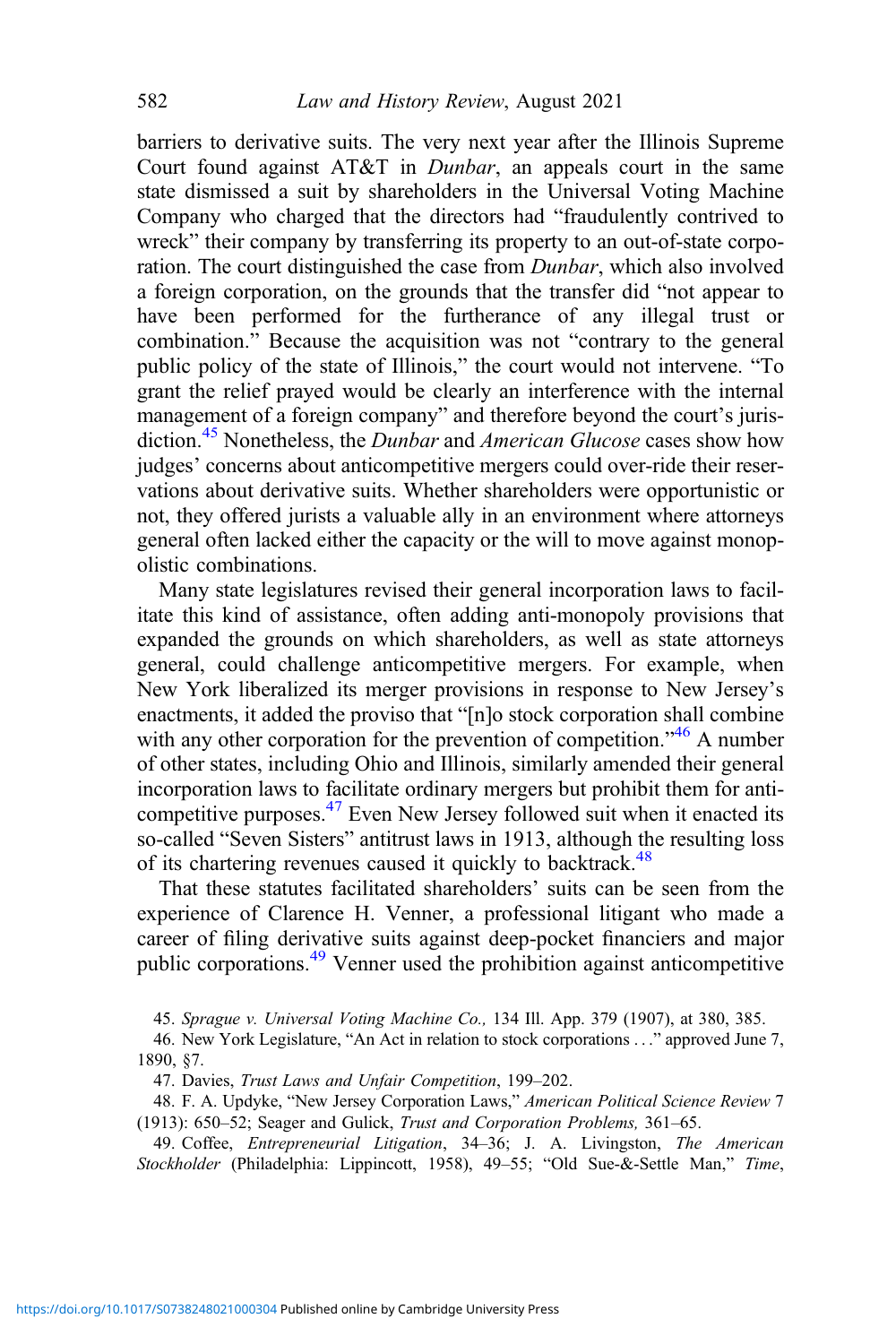barriers to derivative suits. The very next year after the Illinois Supreme Court found against AT&T in *Dunbar*, an appeals court in the same state dismissed a suit by shareholders in the Universal Voting Machine Company who charged that the directors had "fraudulently contrived to wreck" their company by transferring its property to an out-of-state corporation. The court distinguished the case from *Dunbar*, which also involved a foreign corporation, on the grounds that the transfer did "not appear to have been performed for the furtherance of any illegal trust or combination." Because the acquisition was not "contrary to the general public policy of the state of Illinois," the court would not intervene. "To grant the relief prayed would be clearly an interference with the internal management of a foreign company" and therefore beyond the court's jurisdiction.[45] Nonetheless, the *Dunbar* and *American Glucose* cases show how judges' concerns about anticompetitive mergers could over-ride their reservations about derivative suits. Whether shareholders were opportunistic or not, they offered jurists a valuable ally in an environment where attorneys general often lacked either the capacity or the will to move against monopolistic combinations.

Many state legislatures revised their general incorporation laws to facilitate this kind of assistance, often adding anti-monopoly provisions that expanded the grounds on which shareholders, as well as state attorneys general, could challenge anticompetitive mergers. For example, when New York liberalized its merger provisions in response to New Jersey's enactments, it added the proviso that "[n]o stock corporation shall combine with any other corporation for the prevention of competition."[46] A number of other states, including Ohio and Illinois, similarly amended their general incorporation laws to facilitate ordinary mergers but prohibit them for anticompetitive purposes.[47] Even New Jersey followed suit when it enacted its so-called "Seven Sisters" antitrust laws in 1913, although the resulting loss of its chartering revenues caused it quickly to backtrack.[48]

That these statutes facilitated shareholders' suits can be seen from the experience of Clarence H. Venner, a professional litigant who made a career of filing derivative suits against deep-pocket financiers and major public corporations.[49] Venner used the prohibition against anticompetitive

45. *Sprague v. Universal Voting Machine Co.,* 134 Ill. App. 379 (1907), at 380, 385.

46. New York Legislature, "An Act in relation to stock corporations . . ." approved June 7, 1890, §7.

47. Davies, *Trust Laws and Unfair Competition*, 199–202.

48. F. A. Updyke, "New Jersey Corporation Laws," *American Political Science Review* 7 (1913): 650–52; Seager and Gulick, *Trust and Corporation Problems,* 361–65.

49. Coffee, *Entrepreneurial Litigation*, 34–36; J. A. Livingston, *The American Stockholder* (Philadelphia: Lippincott, 1958), 49–55; "Old Sue-&-Settle Man," *Time*,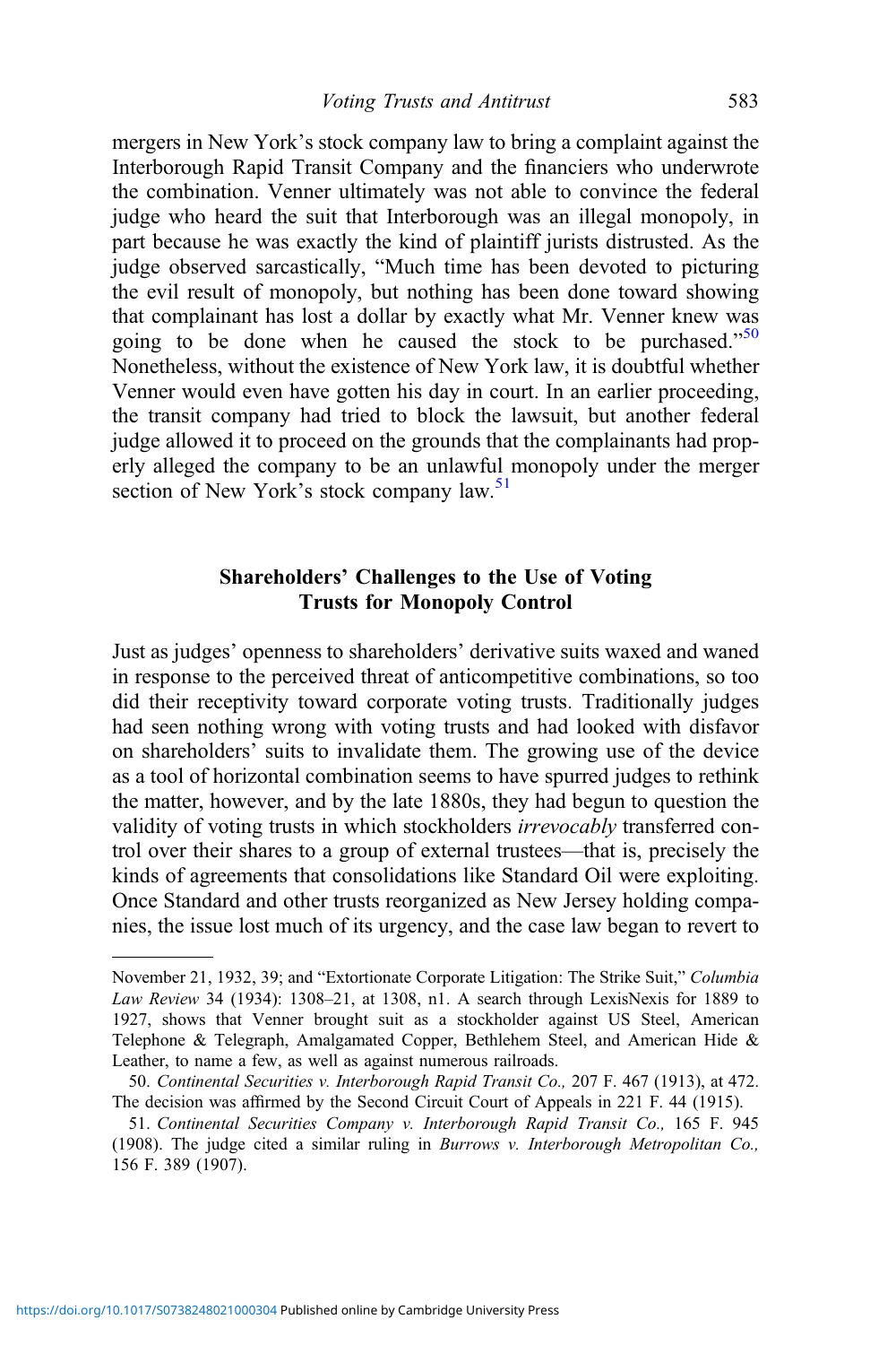mergers in New York's stock company law to bring a complaint against the Interborough Rapid Transit Company and the financiers who underwrote the combination. Venner ultimately was not able to convince the federal judge who heard the suit that Interborough was an illegal monopoly, in part because he was exactly the kind of plaintiff jurists distrusted. As the judge observed sarcastically, "Much time has been devoted to picturing the evil result of monopoly, but nothing has been done toward showing that complainant has lost a dollar by exactly what Mr. Venner knew was going to be done when he caused the stock to be purchased."[50] Nonetheless, without the existence of New York law, it is doubtful whether Venner would even have gotten his day in court. In an earlier proceeding, the transit company had tried to block the lawsuit, but another federal judge allowed it to proceed on the grounds that the complainants had properly alleged the company to be an unlawful monopoly under the merger section of New York's stock company law.[51]

## Shareholders' Challenges to the Use of Voting Trusts for Monopoly Control

Just as judges' openness to shareholders' derivative suits waxed and waned in response to the perceived threat of anticompetitive combinations, so too did their receptivity toward corporate voting trusts. Traditionally judges had seen nothing wrong with voting trusts and had looked with disfavor on shareholders' suits to invalidate them. The growing use of the device as a tool of horizontal combination seems to have spurred judges to rethink the matter, however, and by the late 1880s, they had begun to question the validity of voting trusts in which stockholders *irrevocably* transferred control over their shares to a group of external trustees—that is, precisely the kinds of agreements that consolidations like Standard Oil were exploiting. Once Standard and other trusts reorganized as New Jersey holding companies, the issue lost much of its urgency, and the case law began to revert to

---

November 21, 1932, 39; and "Extortionate Corporate Litigation: The Strike Suit," *Columbia Law Review* 34 (1934): 1308–21, at 1308, n1. A search through LexisNexis for 1889 to 1927, shows that Venner brought suit as a stockholder against US Steel, American Telephone & Telegraph, Amalgamated Copper, Bethlehem Steel, and American Hide & Leather, to name a few, as well as against numerous railroads.

50. *Continental Securities v. Interborough Rapid Transit Co.,* 207 F. 467 (1913), at 472. The decision was affirmed by the Second Circuit Court of Appeals in 221 F. 44 (1915).

51. *Continental Securities Company v. Interborough Rapid Transit Co.,* 165 F. 945 (1908). The judge cited a similar ruling in *Burrows v. Interborough Metropolitan Co.,* 156 F. 389 (1907).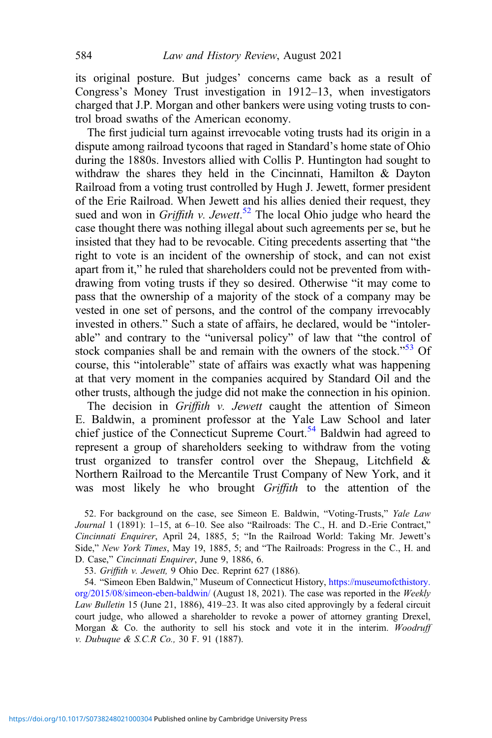its original posture. But judges' concerns came back as a result of Congress's Money Trust investigation in 1912–13, when investigators charged that J.P. Morgan and other bankers were using voting trusts to control broad swaths of the American economy.

The first judicial turn against irrevocable voting trusts had its origin in a dispute among railroad tycoons that raged in Standard's home state of Ohio during the 1880s. Investors allied with Collis P. Huntington had sought to withdraw the shares they held in the Cincinnati, Hamilton & Dayton Railroad from a voting trust controlled by Hugh J. Jewett, former president of the Erie Railroad. When Jewett and his allies denied their request, they sued and won in *Griffith v. Jewett*.[52] The local Ohio judge who heard the case thought there was nothing illegal about such agreements per se, but he insisted that they had to be revocable. Citing precedents asserting that "the right to vote is an incident of the ownership of stock, and can not exist apart from it," he ruled that shareholders could not be prevented from withdrawing from voting trusts if they so desired. Otherwise "it may come to pass that the ownership of a majority of the stock of a company may be vested in one set of persons, and the control of the company irrevocably invested in others." Such a state of affairs, he declared, would be "intolerable" and contrary to the "universal policy" of law that "the control of stock companies shall be and remain with the owners of the stock."[53] Of course, this "intolerable" state of affairs was exactly what was happening at that very moment in the companies acquired by Standard Oil and the other trusts, although the judge did not make the connection in his opinion.

The decision in *Griffith v. Jewett* caught the attention of Simeon E. Baldwin, a prominent professor at the Yale Law School and later chief justice of the Connecticut Supreme Court.[54] Baldwin had agreed to represent a group of shareholders seeking to withdraw from the voting trust organized to transfer control over the Shepaug, Litchfield & Northern Railroad to the Mercantile Trust Company of New York, and it was most likely he who brought *Griffith* to the attention of the

52. For background on the case, see Simeon E. Baldwin, "Voting-Trusts," *Yale Law Journal* 1 (1891): 1–15, at 6–10. See also "Railroads: The C., H. and D.-Erie Contract," *Cincinnati Enquirer*, April 24, 1885, 5; "In the Railroad World: Taking Mr. Jewett's Side," *New York Times*, May 19, 1885, 5; and "The Railroads: Progress in the C., H. and D. Case," *Cincinnati Enquirer*, June 9, 1886, 6.

53. *Griffith v. Jewett,* 9 Ohio Dec. Reprint 627 (1886).

54. "Simeon Eben Baldwin," Museum of Connecticut History, https://museumofcthistory.org/2015/08/simeon-eben-baldwin/ (August 18, 2021). The case was reported in the *Weekly Law Bulletin* 15 (June 21, 1886), 419–23. It was also cited approvingly by a federal circuit court judge, who allowed a shareholder to revoke a power of attorney granting Drexel, Morgan & Co. the authority to sell his stock and vote it in the interim. *Woodruff v. Dubuque & S.C.R Co.,* 30 F. 91 (1887).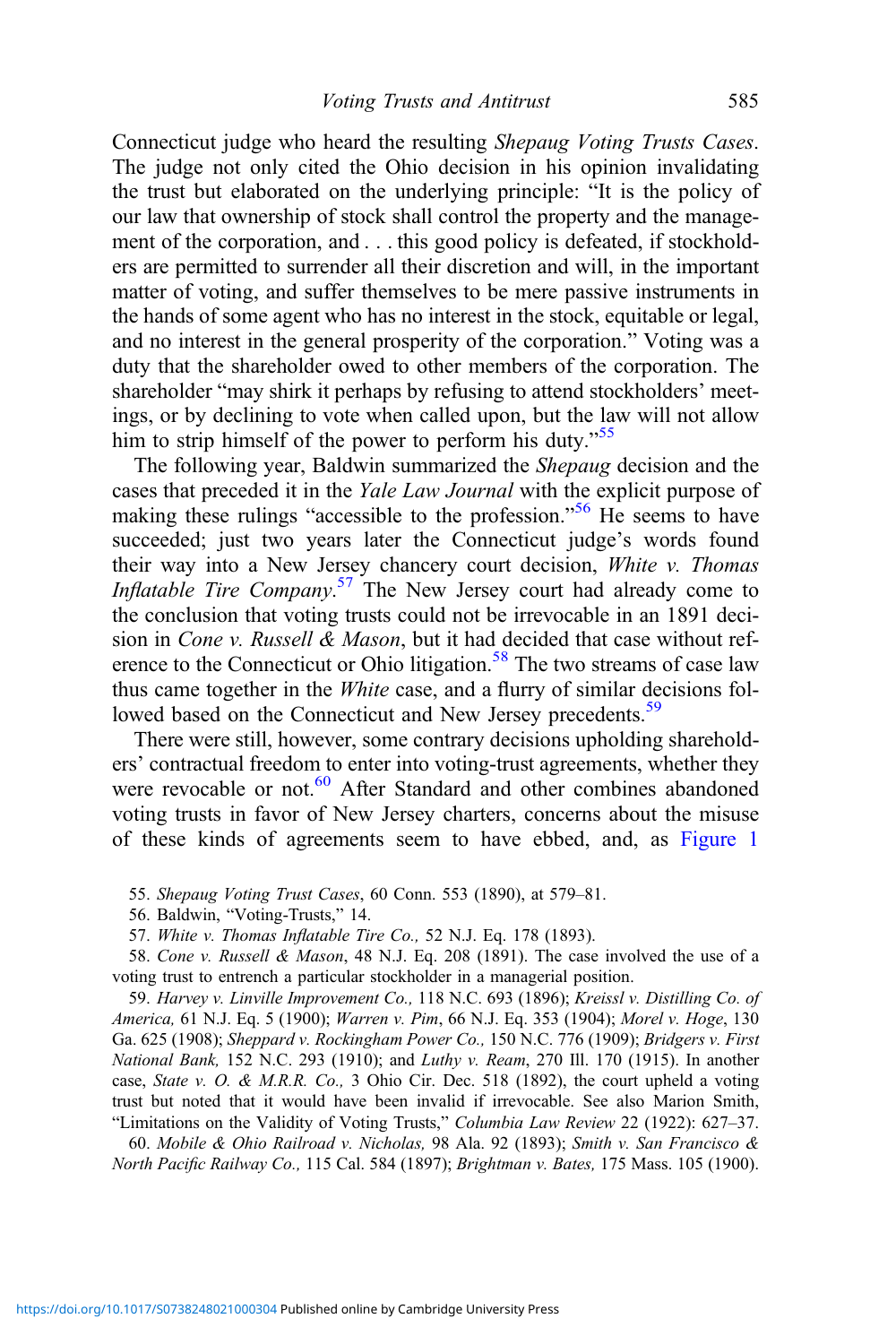Connecticut judge who heard the resulting *Shepaug Voting Trusts Cases*. The judge not only cited the Ohio decision in his opinion invalidating the trust but elaborated on the underlying principle: "It is the policy of our law that ownership of stock shall control the property and the management of the corporation, and . . . this good policy is defeated, if stockholders are permitted to surrender all their discretion and will, in the important matter of voting, and suffer themselves to be mere passive instruments in the hands of some agent who has no interest in the stock, equitable or legal, and no interest in the general prosperity of the corporation." Voting was a duty that the shareholder owed to other members of the corporation. The shareholder "may shirk it perhaps by refusing to attend stockholders' meetings, or by declining to vote when called upon, but the law will not allow him to strip himself of the power to perform his duty."[55]

The following year, Baldwin summarized the *Shepaug* decision and the cases that preceded it in the *Yale Law Journal* with the explicit purpose of making these rulings "accessible to the profession."[56] He seems to have succeeded; just two years later the Connecticut judge's words found their way into a New Jersey chancery court decision, *White v. Thomas Inflatable Tire Company*.[57] The New Jersey court had already come to the conclusion that voting trusts could not be irrevocable in an 1891 decision in *Cone v. Russell & Mason*, but it had decided that case without reference to the Connecticut or Ohio litigation.[58] The two streams of case law thus came together in the *White* case, and a flurry of similar decisions followed based on the Connecticut and New Jersey precedents.[59]

There were still, however, some contrary decisions upholding shareholders' contractual freedom to enter into voting-trust agreements, whether they were revocable or not.[60] After Standard and other combines abandoned voting trusts in favor of New Jersey charters, concerns about the misuse of these kinds of agreements seem to have ebbed, and, as Figure 1

55. *Shepaug Voting Trust Cases*, 60 Conn. 553 (1890), at 579–81.

56. Baldwin, "Voting-Trusts," 14.

57. *White v. Thomas Inflatable Tire Co.,* 52 N.J. Eq. 178 (1893).

58. *Cone v. Russell & Mason*, 48 N.J. Eq. 208 (1891). The case involved the use of a voting trust to entrench a particular stockholder in a managerial position.

59. *Harvey v. Linville Improvement Co.,* 118 N.C. 693 (1896); *Kreissl v. Distilling Co. of America,* 61 N.J. Eq. 5 (1900); *Warren v. Pim*, 66 N.J. Eq. 353 (1904); *Morel v. Hoge*, 130 Ga. 625 (1908); *Sheppard v. Rockingham Power Co.,* 150 N.C. 776 (1909); *Bridgers v. First National Bank,* 152 N.C. 293 (1910); and *Luthy v. Ream*, 270 Ill. 170 (1915). In another case, *State v. O. & M.R.R. Co.,* 3 Ohio Cir. Dec. 518 (1892), the court upheld a voting trust but noted that it would have been invalid if irrevocable. See also Marion Smith, "Limitations on the Validity of Voting Trusts," *Columbia Law Review* 22 (1922): 627–37.

60. *Mobile & Ohio Railroad v. Nicholas,* 98 Ala. 92 (1893); *Smith v. San Francisco & North Pacific Railway Co.,* 115 Cal. 584 (1897); *Brightman v. Bates,* 175 Mass. 105 (1900).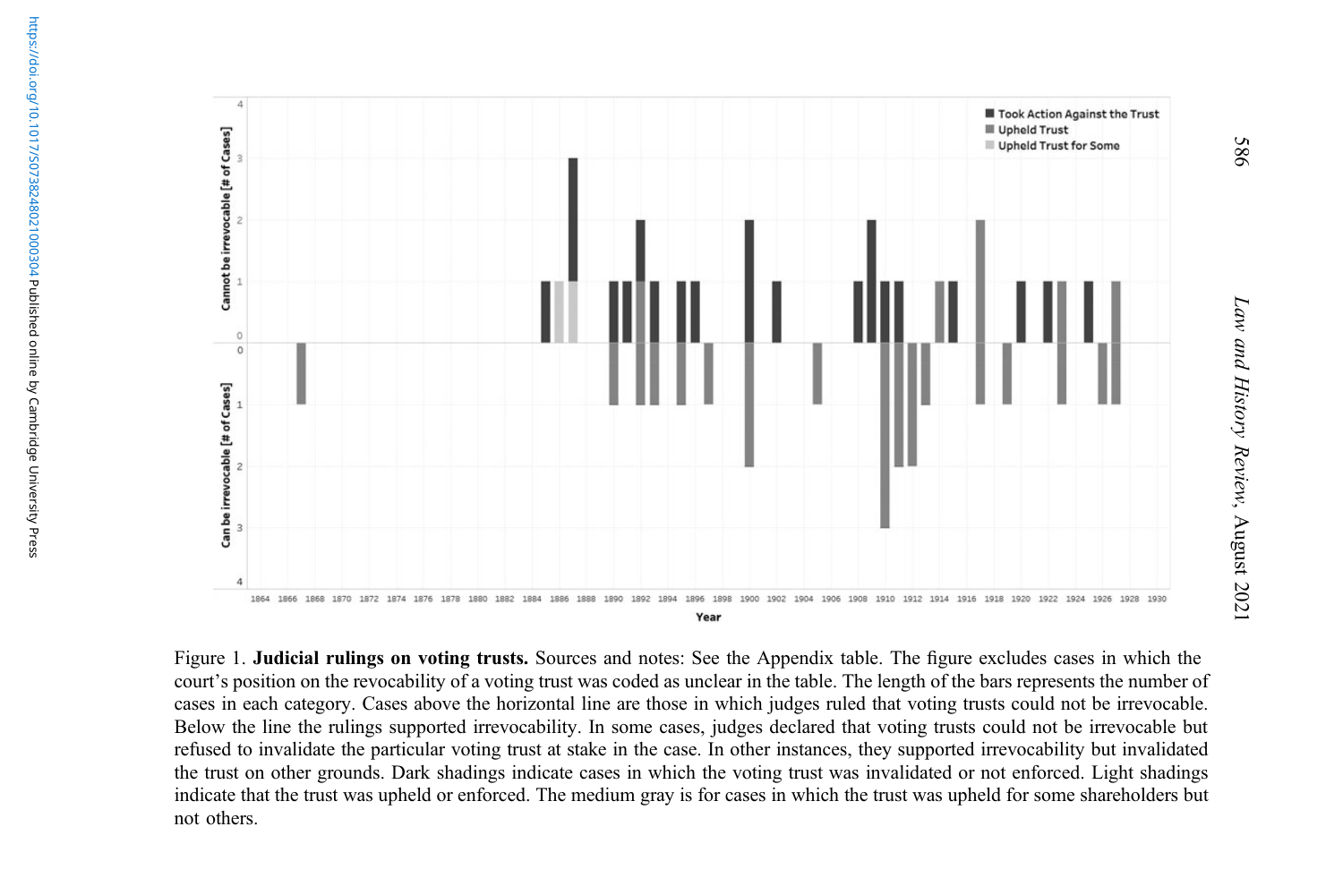Figure 1. **Judicial rulings on voting trusts.** Sources and notes: See the Appendix table. The figure excludes cases in which the court's position on the revocability of a voting trust was coded as unclear in the table. The length of the bars represents the number of cases in each category. Cases above the horizontal line are those in which judges ruled that voting trusts could not be irrevocable. Below the line the rulings supported irrevocability. In some cases, judges declared that voting trusts could not be irrevocable but refused to invalidate the particular voting trust at stake in the case. In other instances, they supported irrevocability but invalidated the trust on other grounds. Dark shadings indicate cases in which the voting trust was invalidated or not enforced. Light shadings indicate that the trust was upheld or enforced. The medium gray is for cases in which the trust was upheld for some shareholders but not others.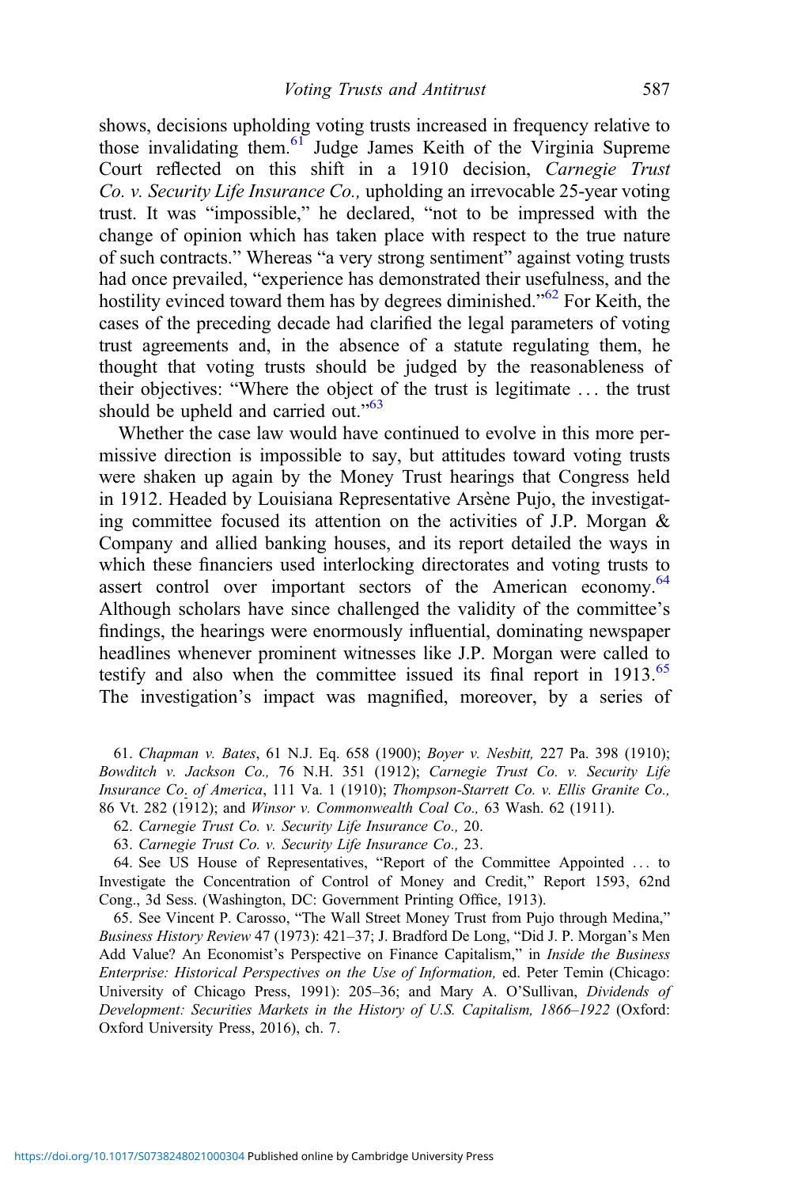shows, decisions upholding voting trusts increased in frequency relative to those invalidating them.[61] Judge James Keith of the Virginia Supreme Court reflected on this shift in a 1910 decision, *Carnegie Trust Co. v. Security Life Insurance Co.,* upholding an irrevocable 25-year voting trust. It was "impossible," he declared, "not to be impressed with the change of opinion which has taken place with respect to the true nature of such contracts." Whereas "a very strong sentiment" against voting trusts had once prevailed, "experience has demonstrated their usefulness, and the hostility evinced toward them has by degrees diminished."[62] For Keith, the cases of the preceding decade had clarified the legal parameters of voting trust agreements and, in the absence of a statute regulating them, he thought that voting trusts should be judged by the reasonableness of their objectives: "Where the object of the trust is legitimate … the trust should be upheld and carried out."[63]

Whether the case law would have continued to evolve in this more permissive direction is impossible to say, but attitudes toward voting trusts were shaken up again by the Money Trust hearings that Congress held in 1912. Headed by Louisiana Representative Arsène Pujo, the investigating committee focused its attention on the activities of J.P. Morgan & Company and allied banking houses, and its report detailed the ways in which these financiers used interlocking directorates and voting trusts to assert control over important sectors of the American economy.[64] Although scholars have since challenged the validity of the committee's findings, the hearings were enormously influential, dominating newspaper headlines whenever prominent witnesses like J.P. Morgan were called to testify and also when the committee issued its final report in 1913.[65] The investigation's impact was magnified, moreover, by a series of

61. *Chapman v. Bates*, 61 N.J. Eq. 658 (1900); *Boyer v. Nesbitt,* 227 Pa. 398 (1910); *Bowditch v. Jackson Co.,* 76 N.H. 351 (1912); *Carnegie Trust Co. v. Security Life Insurance Co. of America*, 111 Va. 1 (1910); *Thompson-Starrett Co. v. Ellis Granite Co.,* 86 Vt. 282 (1912); and *Winsor v. Commonwealth Coal Co.,* 63 Wash. 62 (1911).

62. *Carnegie Trust Co. v. Security Life Insurance Co.,* 20.

63. *Carnegie Trust Co. v. Security Life Insurance Co.,* 23.

64. See US House of Representatives, "Report of the Committee Appointed … to Investigate the Concentration of Control of Money and Credit," Report 1593, 62nd Cong., 3d Sess. (Washington, DC: Government Printing Office, 1913).

65. See Vincent P. Carosso, "The Wall Street Money Trust from Pujo through Medina," *Business History Review* 47 (1973): 421–37; J. Bradford De Long, "Did J. P. Morgan's Men Add Value? An Economist's Perspective on Finance Capitalism," in *Inside the Business Enterprise: Historical Perspectives on the Use of Information,* ed. Peter Temin (Chicago: University of Chicago Press, 1991): 205–36; and Mary A. O'Sullivan, *Dividends of Development: Securities Markets in the History of U.S. Capitalism, 1866–1922* (Oxford: Oxford University Press, 2016), ch. 7.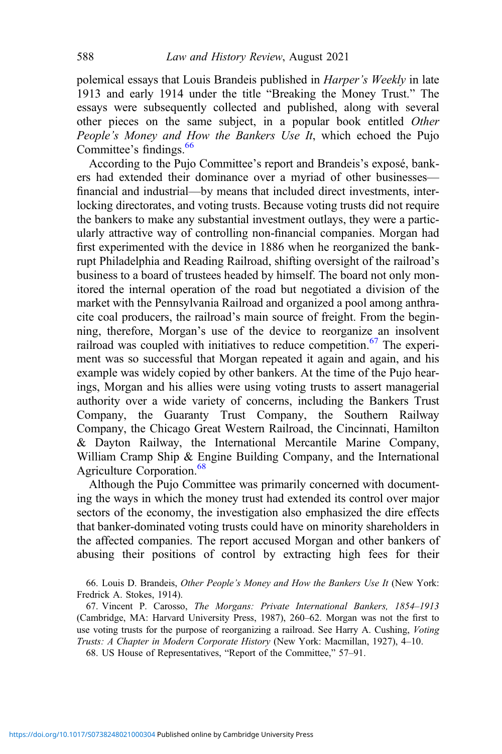polemical essays that Louis Brandeis published in *Harper's Weekly* in late 1913 and early 1914 under the title "Breaking the Money Trust." The essays were subsequently collected and published, along with several other pieces on the same subject, in a popular book entitled *Other People's Money and How the Bankers Use It*, which echoed the Pujo Committee's findings.[66]

According to the Pujo Committee's report and Brandeis's exposé, bankers had extended their dominance over a myriad of other businesses—financial and industrial—by means that included direct investments, interlocking directorates, and voting trusts. Because voting trusts did not require the bankers to make any substantial investment outlays, they were a particularly attractive way of controlling non-financial companies. Morgan had first experimented with the device in 1886 when he reorganized the bankrupt Philadelphia and Reading Railroad, shifting oversight of the railroad's business to a board of trustees headed by himself. The board not only monitored the internal operation of the road but negotiated a division of the market with the Pennsylvania Railroad and organized a pool among anthracite coal producers, the railroad's main source of freight. From the beginning, therefore, Morgan's use of the device to reorganize an insolvent railroad was coupled with initiatives to reduce competition.[67] The experiment was so successful that Morgan repeated it again and again, and his example was widely copied by other bankers. At the time of the Pujo hearings, Morgan and his allies were using voting trusts to assert managerial authority over a wide variety of concerns, including the Bankers Trust Company, the Guaranty Trust Company, the Southern Railway Company, the Chicago Great Western Railroad, the Cincinnati, Hamilton & Dayton Railway, the International Mercantile Marine Company, William Cramp Ship & Engine Building Company, and the International Agriculture Corporation.[68]

Although the Pujo Committee was primarily concerned with documenting the ways in which the money trust had extended its control over major sectors of the economy, the investigation also emphasized the dire effects that banker-dominated voting trusts could have on minority shareholders in the affected companies. The report accused Morgan and other bankers of abusing their positions of control by extracting high fees for their

66. Louis D. Brandeis, *Other People's Money and How the Bankers Use It* (New York: Fredrick A. Stokes, 1914).

67. Vincent P. Carosso, *The Morgans: Private International Bankers, 1854–1913* (Cambridge, MA: Harvard University Press, 1987), 260–62. Morgan was not the first to use voting trusts for the purpose of reorganizing a railroad. See Harry A. Cushing, *Voting Trusts: A Chapter in Modern Corporate History* (New York: Macmillan, 1927), 4–10.

68. US House of Representatives, "Report of the Committee," 57–91.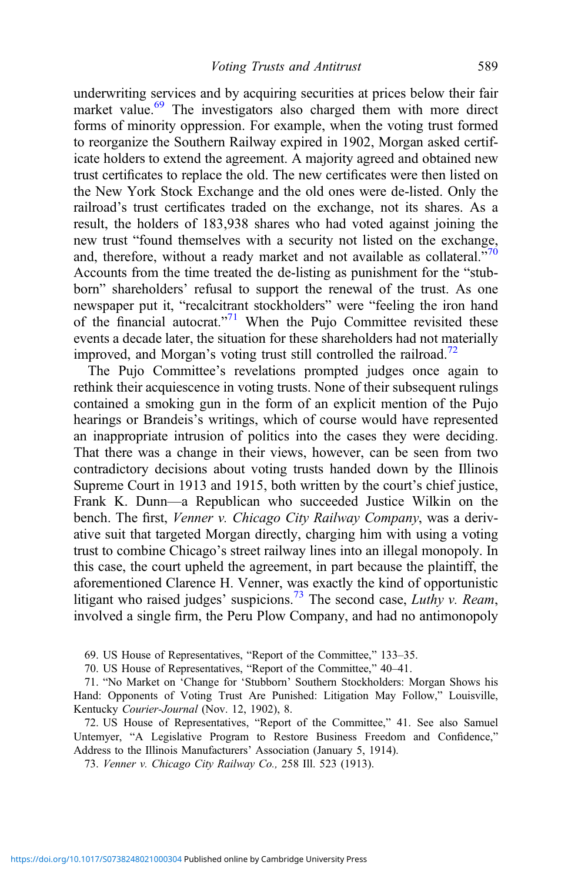underwriting services and by acquiring securities at prices below their fair market value.[69] The investigators also charged them with more direct forms of minority oppression. For example, when the voting trust formed to reorganize the Southern Railway expired in 1902, Morgan asked certificate holders to extend the agreement. A majority agreed and obtained new trust certificates to replace the old. The new certificates were then listed on the New York Stock Exchange and the old ones were de-listed. Only the railroad's trust certificates traded on the exchange, not its shares. As a result, the holders of 183,938 shares who had voted against joining the new trust "found themselves with a security not listed on the exchange, and, therefore, without a ready market and not available as collateral."[70] Accounts from the time treated the de-listing as punishment for the "stubborn" shareholders' refusal to support the renewal of the trust. As one newspaper put it, "recalcitrant stockholders" were "feeling the iron hand of the financial autocrat."[71] When the Pujo Committee revisited these events a decade later, the situation for these shareholders had not materially improved, and Morgan's voting trust still controlled the railroad.[72]

The Pujo Committee's revelations prompted judges once again to rethink their acquiescence in voting trusts. None of their subsequent rulings contained a smoking gun in the form of an explicit mention of the Pujo hearings or Brandeis's writings, which of course would have represented an inappropriate intrusion of politics into the cases they were deciding. That there was a change in their views, however, can be seen from two contradictory decisions about voting trusts handed down by the Illinois Supreme Court in 1913 and 1915, both written by the court's chief justice, Frank K. Dunn—a Republican who succeeded Justice Wilkin on the bench. The first, *Venner v. Chicago City Railway Company*, was a derivative suit that targeted Morgan directly, charging him with using a voting trust to combine Chicago's street railway lines into an illegal monopoly. In this case, the court upheld the agreement, in part because the plaintiff, the aforementioned Clarence H. Venner, was exactly the kind of opportunistic litigant who raised judges' suspicions.[73] The second case, *Luthy v. Ream*, involved a single firm, the Peru Plow Company, and had no antimonopoly

69. US House of Representatives, "Report of the Committee," 133–35.

70. US House of Representatives, "Report of the Committee," 40–41.

71. "No Market on 'Change for 'Stubborn' Southern Stockholders: Morgan Shows his Hand: Opponents of Voting Trust Are Punished: Litigation May Follow," Louisville, Kentucky *Courier-Journal* (Nov. 12, 1902), 8.

72. US House of Representatives, "Report of the Committee," 41. See also Samuel Untemyer, "A Legislative Program to Restore Business Freedom and Confidence," Address to the Illinois Manufacturers' Association (January 5, 1914).

73. *Venner v. Chicago City Railway Co.,* 258 Ill. 523 (1913).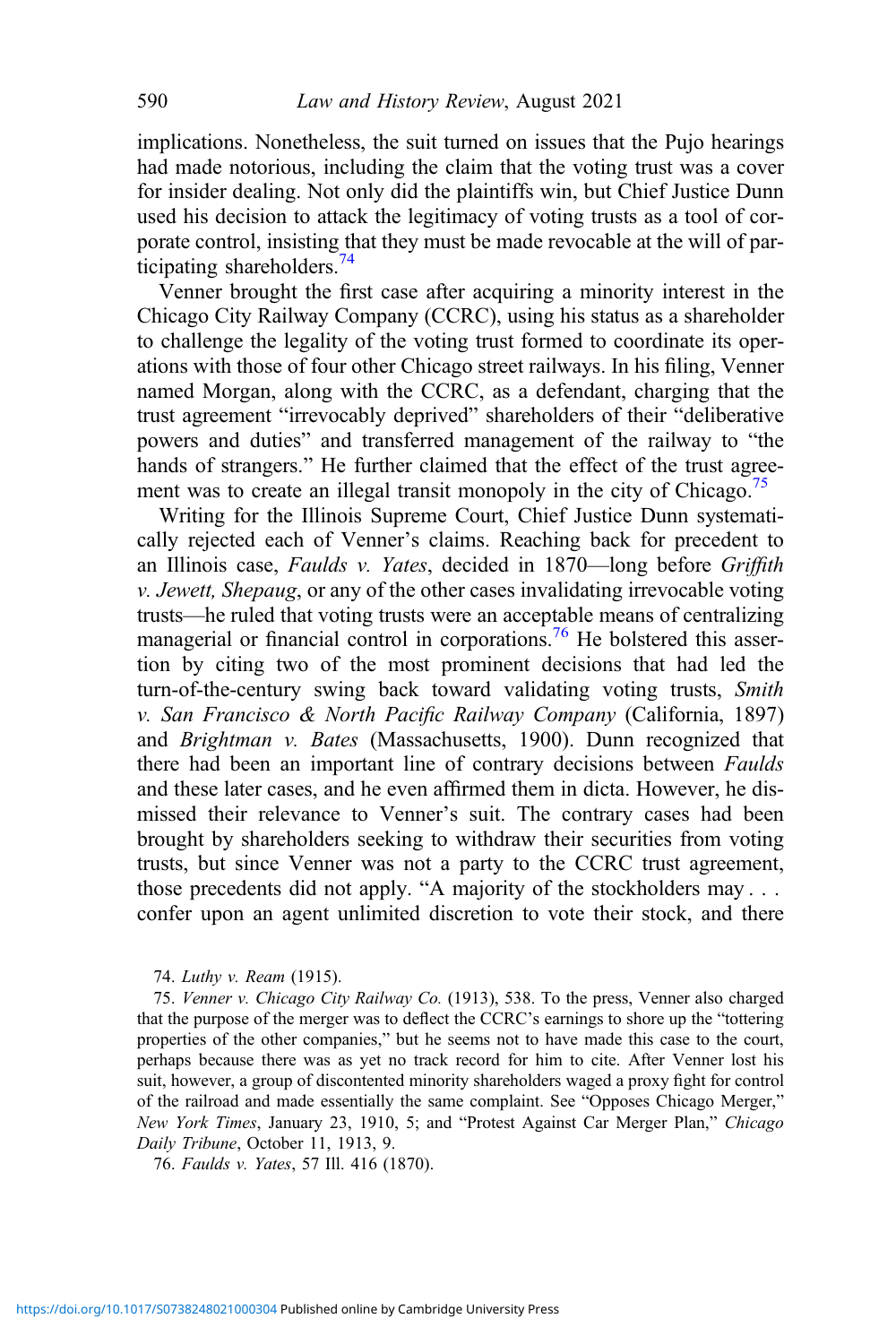implications. Nonetheless, the suit turned on issues that the Pujo hearings had made notorious, including the claim that the voting trust was a cover for insider dealing. Not only did the plaintiffs win, but Chief Justice Dunn used his decision to attack the legitimacy of voting trusts as a tool of corporate control, insisting that they must be made revocable at the will of participating shareholders.[74]

Venner brought the first case after acquiring a minority interest in the Chicago City Railway Company (CCRC), using his status as a shareholder to challenge the legality of the voting trust formed to coordinate its operations with those of four other Chicago street railways. In his filing, Venner named Morgan, along with the CCRC, as a defendant, charging that the trust agreement "irrevocably deprived" shareholders of their "deliberative powers and duties" and transferred management of the railway to "the hands of strangers." He further claimed that the effect of the trust agreement was to create an illegal transit monopoly in the city of Chicago.[75]

Writing for the Illinois Supreme Court, Chief Justice Dunn systematically rejected each of Venner's claims. Reaching back for precedent to an Illinois case, *Faulds v. Yates*, decided in 1870—long before *Griffith v. Jewett, Shepaug*, or any of the other cases invalidating irrevocable voting trusts—he ruled that voting trusts were an acceptable means of centralizing managerial or financial control in corporations.[76] He bolstered this assertion by citing two of the most prominent decisions that had led the turn-of-the-century swing back toward validating voting trusts, *Smith v. San Francisco & North Pacific Railway Company* (California, 1897) and *Brightman v. Bates* (Massachusetts, 1900). Dunn recognized that there had been an important line of contrary decisions between *Faulds* and these later cases, and he even affirmed them in dicta. However, he dismissed their relevance to Venner's suit. The contrary cases had been brought by shareholders seeking to withdraw their securities from voting trusts, but since Venner was not a party to the CCRC trust agreement, those precedents did not apply. "A majority of the stockholders may . . . confer upon an agent unlimited discretion to vote their stock, and there

74. *Luthy v. Ream* (1915).

75. *Venner v. Chicago City Railway Co.* (1913), 538. To the press, Venner also charged that the purpose of the merger was to deflect the CCRC's earnings to shore up the "tottering properties of the other companies," but he seems not to have made this case to the court, perhaps because there was as yet no track record for him to cite. After Venner lost his suit, however, a group of discontented minority shareholders waged a proxy fight for control of the railroad and made essentially the same complaint. See "Opposes Chicago Merger," *New York Times*, January 23, 1910, 5; and "Protest Against Car Merger Plan," *Chicago Daily Tribune*, October 11, 1913, 9.

76. *Faulds v. Yates*, 57 Ill. 416 (1870).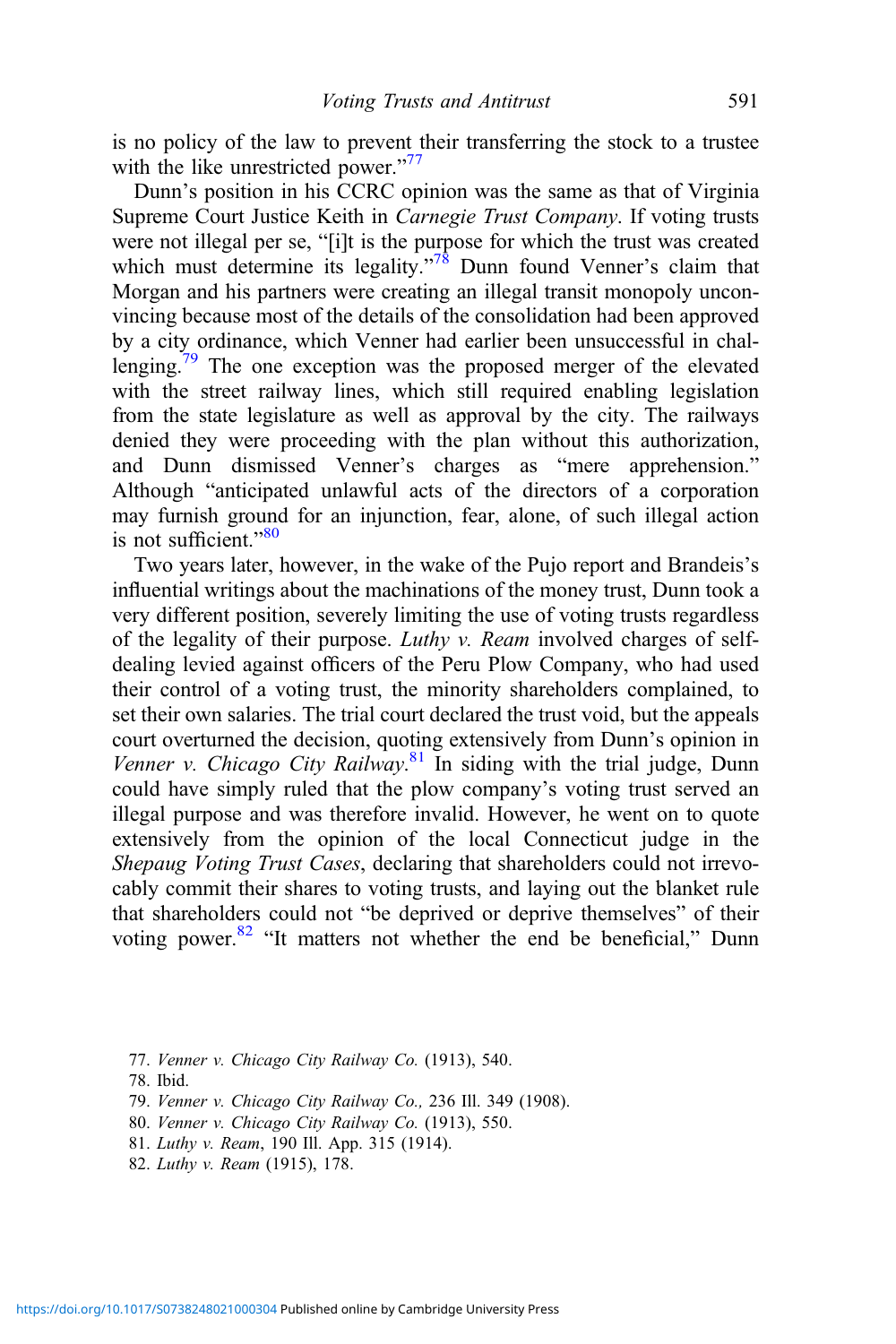is no policy of the law to prevent their transferring the stock to a trustee with the like unrestricted power."[77]

Dunn's position in his CCRC opinion was the same as that of Virginia Supreme Court Justice Keith in *Carnegie Trust Company*. If voting trusts were not illegal per se, "[i]t is the purpose for which the trust was created which must determine its legality."[78] Dunn found Venner's claim that Morgan and his partners were creating an illegal transit monopoly unconvincing because most of the details of the consolidation had been approved by a city ordinance, which Venner had earlier been unsuccessful in challenging.[79] The one exception was the proposed merger of the elevated with the street railway lines, which still required enabling legislation from the state legislature as well as approval by the city. The railways denied they were proceeding with the plan without this authorization, and Dunn dismissed Venner's charges as "mere apprehension." Although "anticipated unlawful acts of the directors of a corporation may furnish ground for an injunction, fear, alone, of such illegal action is not sufficient."[80]

Two years later, however, in the wake of the Pujo report and Brandeis's influential writings about the machinations of the money trust, Dunn took a very different position, severely limiting the use of voting trusts regardless of the legality of their purpose. *Luthy v. Ream* involved charges of self-dealing levied against officers of the Peru Plow Company, who had used their control of a voting trust, the minority shareholders complained, to set their own salaries. The trial court declared the trust void, but the appeals court overturned the decision, quoting extensively from Dunn's opinion in *Venner v. Chicago City Railway*.[81] In siding with the trial judge, Dunn could have simply ruled that the plow company's voting trust served an illegal purpose and was therefore invalid. However, he went on to quote extensively from the opinion of the local Connecticut judge in the *Shepaug Voting Trust Cases*, declaring that shareholders could not irrevocably commit their shares to voting trusts, and laying out the blanket rule that shareholders could not "be deprived or deprive themselves" of their voting power.[82] "It matters not whether the end be beneficial," Dunn

77. *Venner v. Chicago City Railway Co.* (1913), 540.

78. Ibid.

79. *Venner v. Chicago City Railway Co.,* 236 Ill. 349 (1908).

80. *Venner v. Chicago City Railway Co.* (1913), 550.

81. *Luthy v. Ream*, 190 Ill. App. 315 (1914).

82. *Luthy v. Ream* (1915), 178.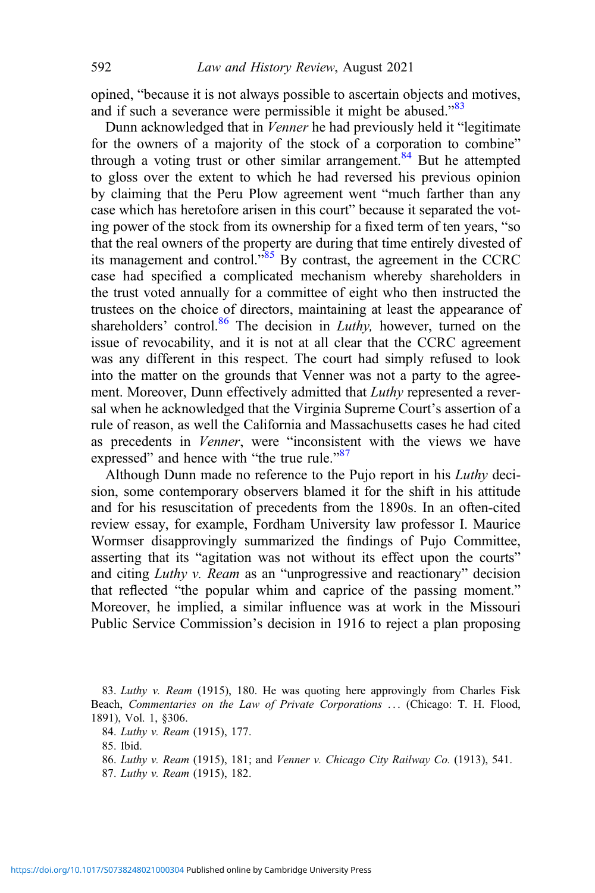opined, "because it is not always possible to ascertain objects and motives, and if such a severance were permissible it might be abused."[83]

Dunn acknowledged that in *Venner* he had previously held it "legitimate for the owners of a majority of the stock of a corporation to combine" through a voting trust or other similar arrangement.[84] But he attempted to gloss over the extent to which he had reversed his previous opinion by claiming that the Peru Plow agreement went "much farther than any case which has heretofore arisen in this court" because it separated the voting power of the stock from its ownership for a fixed term of ten years, "so that the real owners of the property are during that time entirely divested of its management and control."[85] By contrast, the agreement in the CCRC case had specified a complicated mechanism whereby shareholders in the trust voted annually for a committee of eight who then instructed the trustees on the choice of directors, maintaining at least the appearance of shareholders' control.[86] The decision in *Luthy,* however, turned on the issue of revocability, and it is not at all clear that the CCRC agreement was any different in this respect. The court had simply refused to look into the matter on the grounds that Venner was not a party to the agreement. Moreover, Dunn effectively admitted that *Luthy* represented a reversal when he acknowledged that the Virginia Supreme Court's assertion of a rule of reason, as well the California and Massachusetts cases he had cited as precedents in *Venner*, were "inconsistent with the views we have expressed" and hence with "the true rule."[87]

Although Dunn made no reference to the Pujo report in his *Luthy* decision, some contemporary observers blamed it for the shift in his attitude and for his resuscitation of precedents from the 1890s. In an often-cited review essay, for example, Fordham University law professor I. Maurice Wormser disapprovingly summarized the findings of Pujo Committee, asserting that its "agitation was not without its effect upon the courts" and citing *Luthy v. Ream* as an "unprogressive and reactionary" decision that reflected "the popular whim and caprice of the passing moment." Moreover, he implied, a similar influence was at work in the Missouri Public Service Commission's decision in 1916 to reject a plan proposing

83. *Luthy v. Ream* (1915), 180. He was quoting here approvingly from Charles Fisk Beach, *Commentaries on the Law of Private Corporations* ... (Chicago: T. H. Flood, 1891), Vol. 1, §306.

84. *Luthy v. Ream* (1915), 177.

85. Ibid.

86. *Luthy v. Ream* (1915), 181; and *Venner v. Chicago City Railway Co.* (1913), 541.

87. *Luthy v. Ream* (1915), 182.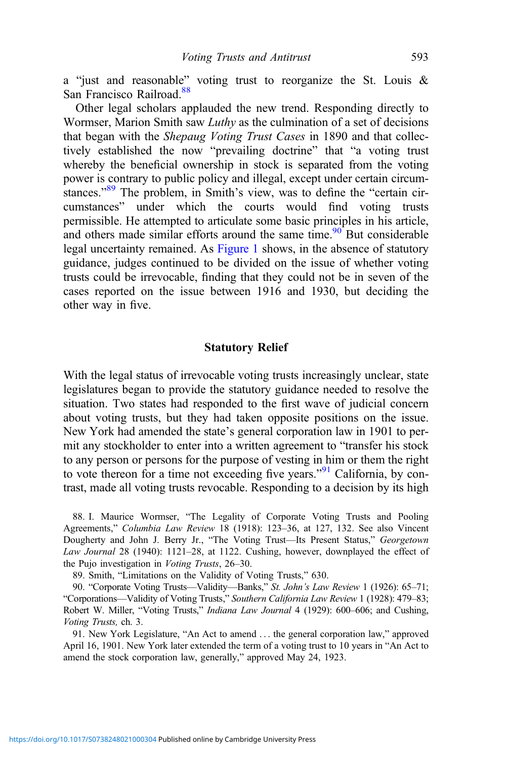a "just and reasonable" voting trust to reorganize the St. Louis & San Francisco Railroad.[88]

Other legal scholars applauded the new trend. Responding directly to Wormser, Marion Smith saw *Luthy* as the culmination of a set of decisions that began with the *Shepaug Voting Trust Cases* in 1890 and that collectively established the now "prevailing doctrine" that "a voting trust whereby the beneficial ownership in stock is separated from the voting power is contrary to public policy and illegal, except under certain circumstances."[89] The problem, in Smith's view, was to define the "certain circumstances" under which the courts would find voting trusts permissible. He attempted to articulate some basic principles in his article, and others made similar efforts around the same time.[90] But considerable legal uncertainty remained. As Figure 1 shows, in the absence of statutory guidance, judges continued to be divided on the issue of whether voting trusts could be irrevocable, finding that they could not be in seven of the cases reported on the issue between 1916 and 1930, but deciding the other way in five.

## Statutory Relief

With the legal status of irrevocable voting trusts increasingly unclear, state legislatures began to provide the statutory guidance needed to resolve the situation. Two states had responded to the first wave of judicial concern about voting trusts, but they had taken opposite positions on the issue. New York had amended the state's general corporation law in 1901 to permit any stockholder to enter into a written agreement to "transfer his stock to any person or persons for the purpose of vesting in him or them the right to vote thereon for a time not exceeding five years."[91] California, by contrast, made all voting trusts revocable. Responding to a decision by its high

88. I. Maurice Wormser, "The Legality of Corporate Voting Trusts and Pooling Agreements," *Columbia Law Review* 18 (1918): 123–36, at 127, 132. See also Vincent Dougherty and John J. Berry Jr., "The Voting Trust—Its Present Status," *Georgetown Law Journal* 28 (1940): 1121–28, at 1122. Cushing, however, downplayed the effect of the Pujo investigation in *Voting Trusts*, 26–30.

89. Smith, "Limitations on the Validity of Voting Trusts," 630.

90. "Corporate Voting Trusts—Validity—Banks," *St. John's Law Review* 1 (1926): 65–71; "Corporations—Validity of Voting Trusts," *Southern California Law Review* 1 (1928): 479–83; Robert W. Miller, "Voting Trusts," *Indiana Law Journal* 4 (1929): 600–606; and Cushing, *Voting Trusts,* ch. 3.

91. New York Legislature, "An Act to amend . . . the general corporation law," approved April 16, 1901. New York later extended the term of a voting trust to 10 years in "An Act to amend the stock corporation law, generally," approved May 24, 1923.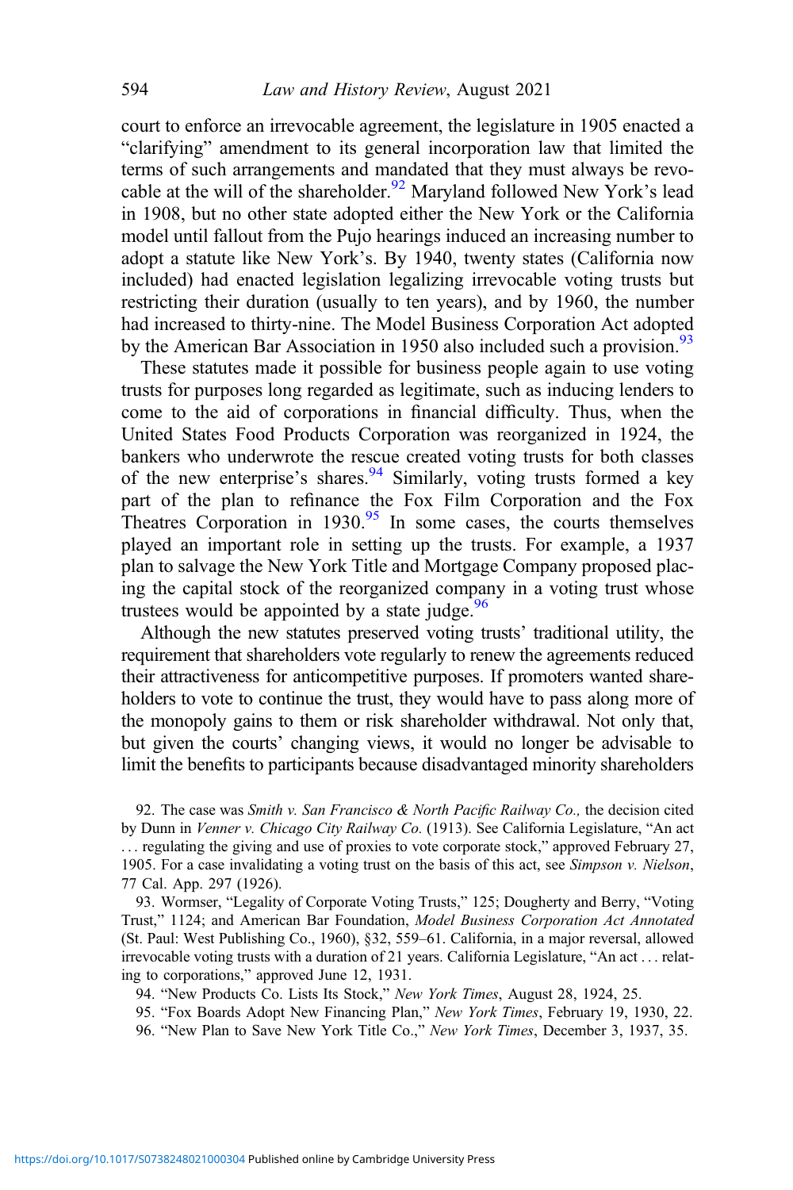court to enforce an irrevocable agreement, the legislature in 1905 enacted a "clarifying" amendment to its general incorporation law that limited the terms of such arrangements and mandated that they must always be revocable at the will of the shareholder.[92] Maryland followed New York's lead in 1908, but no other state adopted either the New York or the California model until fallout from the Pujo hearings induced an increasing number to adopt a statute like New York's. By 1940, twenty states (California now included) had enacted legislation legalizing irrevocable voting trusts but restricting their duration (usually to ten years), and by 1960, the number had increased to thirty-nine. The Model Business Corporation Act adopted by the American Bar Association in 1950 also included such a provision.[93]

These statutes made it possible for business people again to use voting trusts for purposes long regarded as legitimate, such as inducing lenders to come to the aid of corporations in financial difficulty. Thus, when the United States Food Products Corporation was reorganized in 1924, the bankers who underwrote the rescue created voting trusts for both classes of the new enterprise's shares.[94] Similarly, voting trusts formed a key part of the plan to refinance the Fox Film Corporation and the Fox Theatres Corporation in 1930.[95] In some cases, the courts themselves played an important role in setting up the trusts. For example, a 1937 plan to salvage the New York Title and Mortgage Company proposed placing the capital stock of the reorganized company in a voting trust whose trustees would be appointed by a state judge.[96]

Although the new statutes preserved voting trusts' traditional utility, the requirement that shareholders vote regularly to renew the agreements reduced their attractiveness for anticompetitive purposes. If promoters wanted shareholders to vote to continue the trust, they would have to pass along more of the monopoly gains to them or risk shareholder withdrawal. Not only that, but given the courts' changing views, it would no longer be advisable to limit the benefits to participants because disadvantaged minority shareholders

92. The case was *Smith v. San Francisco & North Pacific Railway Co.,* the decision cited by Dunn in *Venner v. Chicago City Railway Co.* (1913). See California Legislature, "An act . . . regulating the giving and use of proxies to vote corporate stock," approved February 27, 1905. For a case invalidating a voting trust on the basis of this act, see *Simpson v. Nielson*, 77 Cal. App. 297 (1926).

93. Wormser, "Legality of Corporate Voting Trusts," 125; Dougherty and Berry, "Voting Trust," 1124; and American Bar Foundation, *Model Business Corporation Act Annotated* (St. Paul: West Publishing Co., 1960), §32, 559–61. California, in a major reversal, allowed irrevocable voting trusts with a duration of 21 years. California Legislature, "An act . . . relating to corporations," approved June 12, 1931.

94. "New Products Co. Lists Its Stock," *New York Times*, August 28, 1924, 25.

95. "Fox Boards Adopt New Financing Plan," *New York Times*, February 19, 1930, 22.

96. "New Plan to Save New York Title Co.," *New York Times*, December 3, 1937, 35.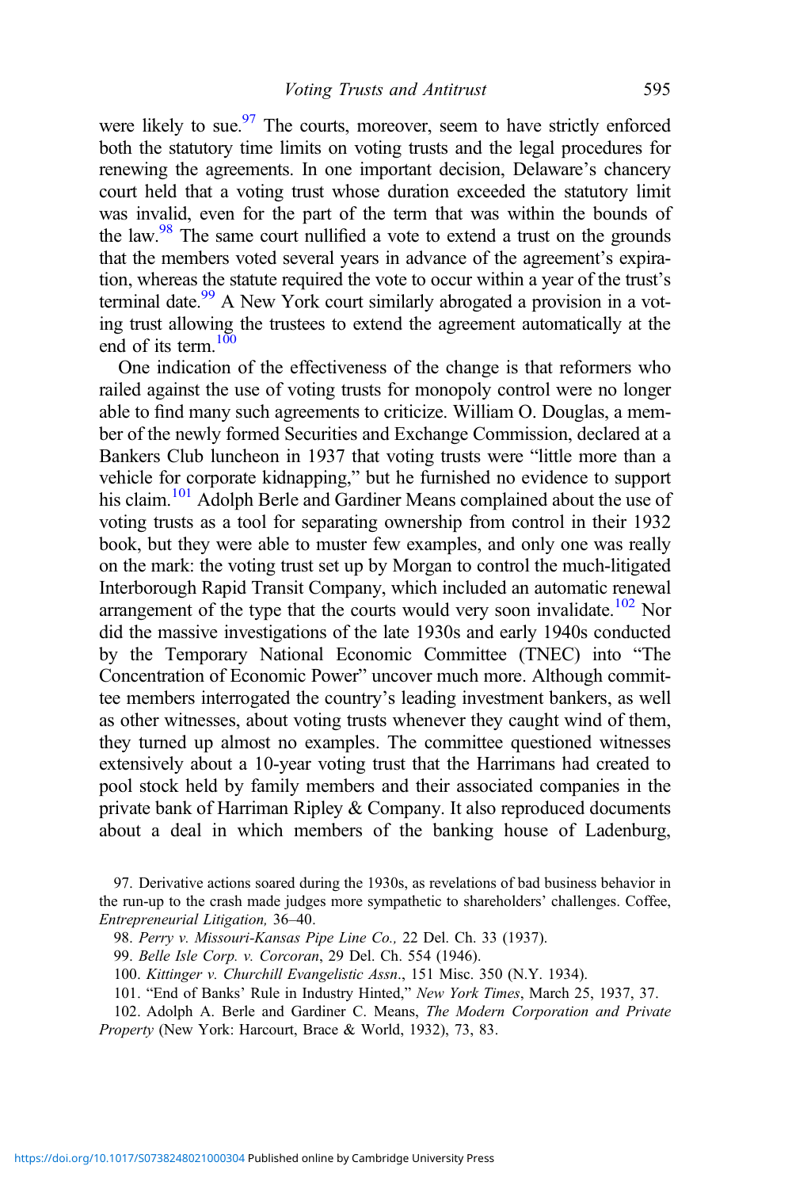were likely to sue.[97] The courts, moreover, seem to have strictly enforced both the statutory time limits on voting trusts and the legal procedures for renewing the agreements. In one important decision, Delaware's chancery court held that a voting trust whose duration exceeded the statutory limit was invalid, even for the part of the term that was within the bounds of the law.[98] The same court nullified a vote to extend a trust on the grounds that the members voted several years in advance of the agreement's expiration, whereas the statute required the vote to occur within a year of the trust's terminal date.[99] A New York court similarly abrogated a provision in a voting trust allowing the trustees to extend the agreement automatically at the end of its term.[100]

One indication of the effectiveness of the change is that reformers who railed against the use of voting trusts for monopoly control were no longer able to find many such agreements to criticize. William O. Douglas, a member of the newly formed Securities and Exchange Commission, declared at a Bankers Club luncheon in 1937 that voting trusts were "little more than a vehicle for corporate kidnapping," but he furnished no evidence to support his claim.[101] Adolph Berle and Gardiner Means complained about the use of voting trusts as a tool for separating ownership from control in their 1932 book, but they were able to muster few examples, and only one was really on the mark: the voting trust set up by Morgan to control the much-litigated Interborough Rapid Transit Company, which included an automatic renewal arrangement of the type that the courts would very soon invalidate.[102] Nor did the massive investigations of the late 1930s and early 1940s conducted by the Temporary National Economic Committee (TNEC) into "The Concentration of Economic Power" uncover much more. Although committee members interrogated the country's leading investment bankers, as well as other witnesses, about voting trusts whenever they caught wind of them, they turned up almost no examples. The committee questioned witnesses extensively about a 10-year voting trust that the Harrimans had created to pool stock held by family members and their associated companies in the private bank of Harriman Ripley & Company. It also reproduced documents about a deal in which members of the banking house of Ladenburg,

97. Derivative actions soared during the 1930s, as revelations of bad business behavior in the run-up to the crash made judges more sympathetic to shareholders' challenges. Coffee, *Entrepreneurial Litigation,* 36–40.

98. *Perry v. Missouri-Kansas Pipe Line Co.,* 22 Del. Ch. 33 (1937).

99. *Belle Isle Corp. v. Corcoran*, 29 Del. Ch. 554 (1946).

100. *Kittinger v. Churchill Evangelistic Assn*., 151 Misc. 350 (N.Y. 1934).

101. "End of Banks' Rule in Industry Hinted," *New York Times*, March 25, 1937, 37.

102. Adolph A. Berle and Gardiner C. Means, *The Modern Corporation and Private Property* (New York: Harcourt, Brace & World, 1932), 73, 83.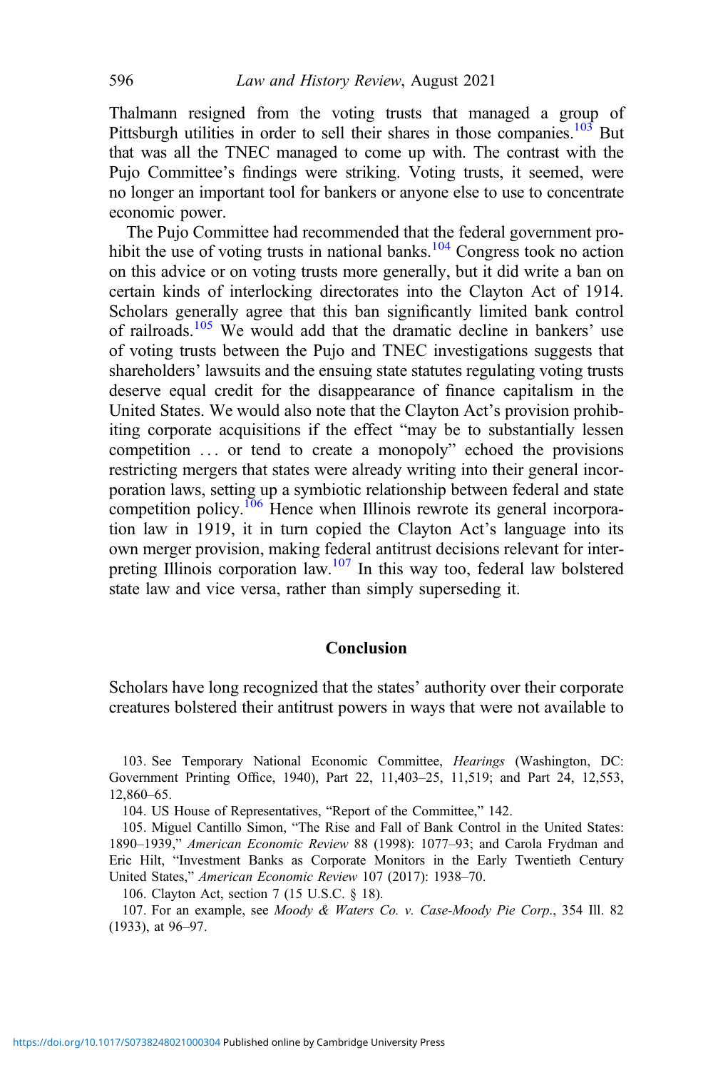Thalmann resigned from the voting trusts that managed a group of Pittsburgh utilities in order to sell their shares in those companies.[103] But that was all the TNEC managed to come up with. The contrast with the Pujo Committee's findings were striking. Voting trusts, it seemed, were no longer an important tool for bankers or anyone else to use to concentrate economic power.

The Pujo Committee had recommended that the federal government prohibit the use of voting trusts in national banks.[104] Congress took no action on this advice or on voting trusts more generally, but it did write a ban on certain kinds of interlocking directorates into the Clayton Act of 1914. Scholars generally agree that this ban significantly limited bank control of railroads.[105] We would add that the dramatic decline in bankers' use of voting trusts between the Pujo and TNEC investigations suggests that shareholders' lawsuits and the ensuing state statutes regulating voting trusts deserve equal credit for the disappearance of finance capitalism in the United States. We would also note that the Clayton Act's provision prohibiting corporate acquisitions if the effect "may be to substantially lessen competition … or tend to create a monopoly" echoed the provisions restricting mergers that states were already writing into their general incorporation laws, setting up a symbiotic relationship between federal and state competition policy.[106] Hence when Illinois rewrote its general incorporation law in 1919, it in turn copied the Clayton Act's language into its own merger provision, making federal antitrust decisions relevant for interpreting Illinois corporation law.[107] In this way too, federal law bolstered state law and vice versa, rather than simply superseding it.

## Conclusion

Scholars have long recognized that the states' authority over their corporate creatures bolstered their antitrust powers in ways that were not available to

103. See Temporary National Economic Committee, *Hearings* (Washington, DC: Government Printing Office, 1940), Part 22, 11,403–25, 11,519; and Part 24, 12,553, 12,860–65.

104. US House of Representatives, "Report of the Committee," 142.

105. Miguel Cantillo Simon, "The Rise and Fall of Bank Control in the United States: 1890–1939," *American Economic Review* 88 (1998): 1077–93; and Carola Frydman and Eric Hilt, "Investment Banks as Corporate Monitors in the Early Twentieth Century United States," *American Economic Review* 107 (2017): 1938–70.

106. Clayton Act, section 7 (15 U.S.C. § 18).

107. For an example, see *Moody & Waters Co. v. Case-Moody Pie Corp.*, 354 Ill. 82 (1933), at 96–97.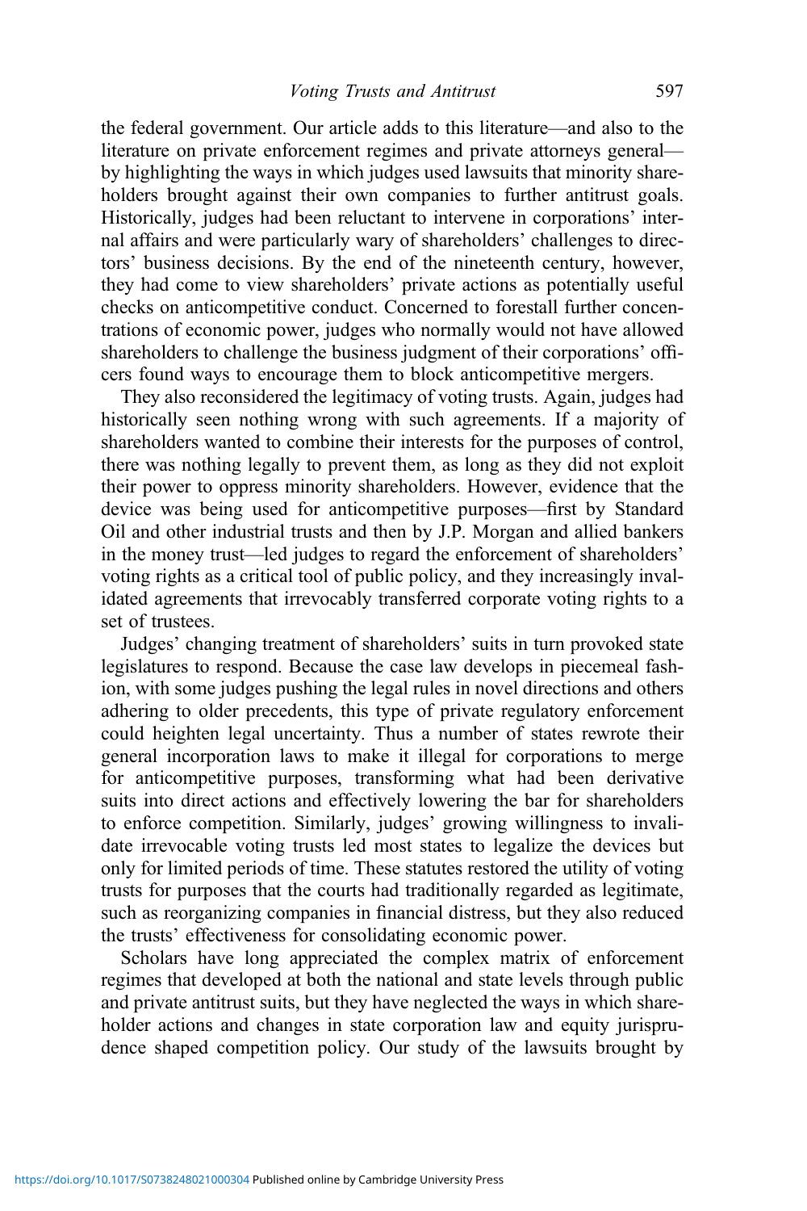the federal government. Our article adds to this literature—and also to the literature on private enforcement regimes and private attorneys general—by highlighting the ways in which judges used lawsuits that minority shareholders brought against their own companies to further antitrust goals. Historically, judges had been reluctant to intervene in corporations' internal affairs and were particularly wary of shareholders' challenges to directors' business decisions. By the end of the nineteenth century, however, they had come to view shareholders' private actions as potentially useful checks on anticompetitive conduct. Concerned to forestall further concentrations of economic power, judges who normally would not have allowed shareholders to challenge the business judgment of their corporations' officers found ways to encourage them to block anticompetitive mergers.

They also reconsidered the legitimacy of voting trusts. Again, judges had historically seen nothing wrong with such agreements. If a majority of shareholders wanted to combine their interests for the purposes of control, there was nothing legally to prevent them, as long as they did not exploit their power to oppress minority shareholders. However, evidence that the device was being used for anticompetitive purposes—first by Standard Oil and other industrial trusts and then by J.P. Morgan and allied bankers in the money trust—led judges to regard the enforcement of shareholders' voting rights as a critical tool of public policy, and they increasingly invalidated agreements that irrevocably transferred corporate voting rights to a set of trustees.

Judges' changing treatment of shareholders' suits in turn provoked state legislatures to respond. Because the case law develops in piecemeal fashion, with some judges pushing the legal rules in novel directions and others adhering to older precedents, this type of private regulatory enforcement could heighten legal uncertainty. Thus a number of states rewrote their general incorporation laws to make it illegal for corporations to merge for anticompetitive purposes, transforming what had been derivative suits into direct actions and effectively lowering the bar for shareholders to enforce competition. Similarly, judges' growing willingness to invalidate irrevocable voting trusts led most states to legalize the devices but only for limited periods of time. These statutes restored the utility of voting trusts for purposes that the courts had traditionally regarded as legitimate, such as reorganizing companies in financial distress, but they also reduced the trusts' effectiveness for consolidating economic power.

Scholars have long appreciated the complex matrix of enforcement regimes that developed at both the national and state levels through public and private antitrust suits, but they have neglected the ways in which shareholder actions and changes in state corporation law and equity jurisprudence shaped competition policy. Our study of the lawsuits brought by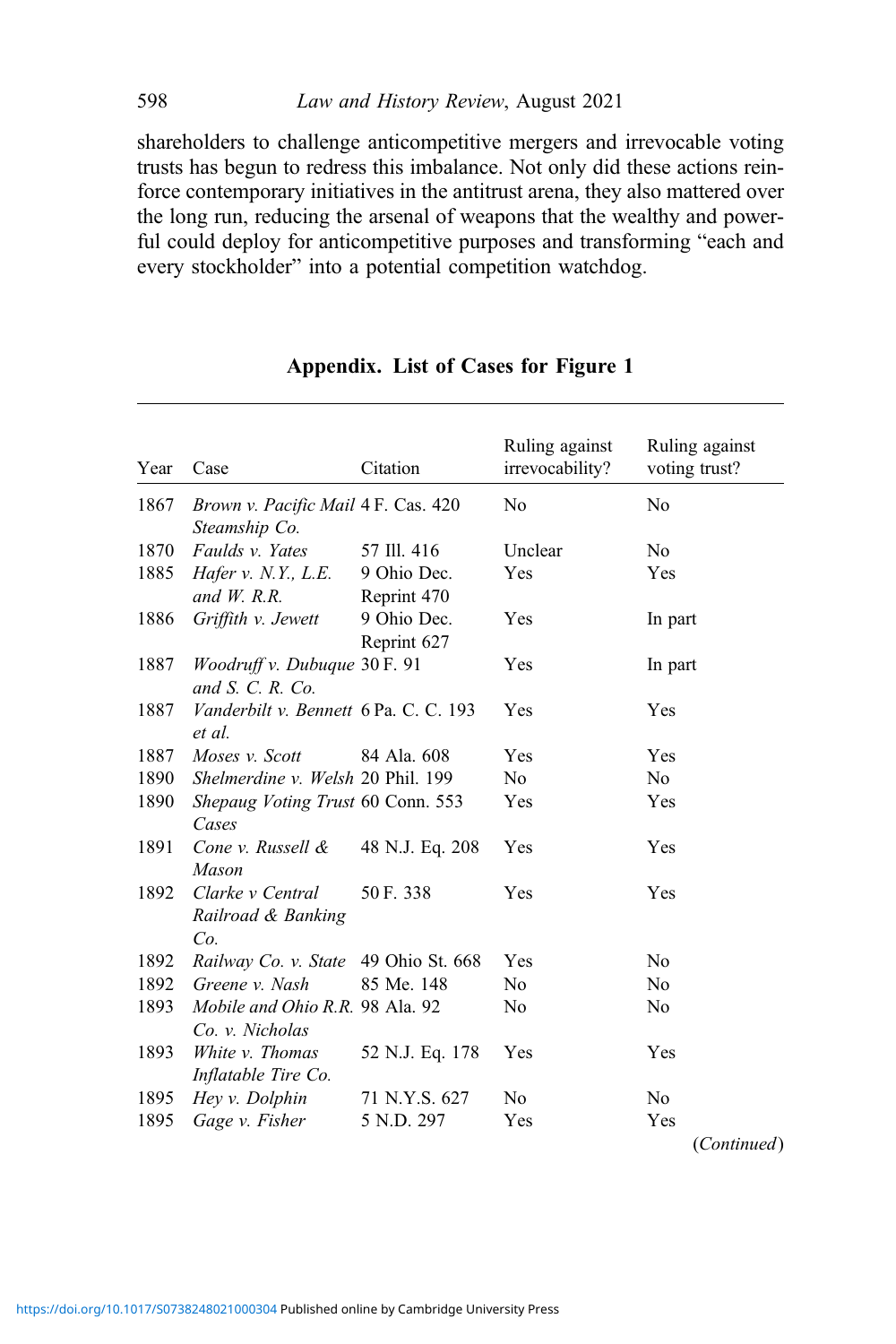shareholders to challenge anticompetitive mergers and irrevocable voting trusts has begun to redress this imbalance. Not only did these actions reinforce contemporary initiatives in the antitrust arena, they also mattered over the long run, reducing the arsenal of weapons that the wealthy and powerful could deploy for anticompetitive purposes and transforming "each and every stockholder" into a potential competition watchdog.

**Appendix. List of Cases for Figure 1**

| Year | Case | Citation | Ruling against irrevocability? | Ruling against voting trust? |
|---|---|---|---|---|
| 1867 | *Brown v. Pacific Mail Steamship Co.* | 4 F. Cas. 420 | No | No |
| 1870 | *Faulds v. Yates* | 57 Ill. 416 | Unclear | No |
| 1885 | *Hafer v. N.Y., L.E. and W. R.R.* | 9 Ohio Dec. Reprint 470 | Yes | Yes |
| 1886 | *Griffith v. Jewett* | 9 Ohio Dec. Reprint 627 | Yes | In part |
| 1887 | *Woodruff v. Dubuque and S. C. R. Co.* | 30 F. 91 | Yes | In part |
| 1887 | *Vanderbilt v. Bennett et al.* | 6 Pa. C. C. 193 | Yes | Yes |
| 1887 | *Moses v. Scott* | 84 Ala. 608 | Yes | Yes |
| 1890 | *Shelmerdine v. Welsh* | 20 Phil. 199 | No | No |
| 1890 | *Shepaug Voting Trust Cases* | 60 Conn. 553 | Yes | Yes |
| 1891 | *Cone v. Russell & Mason* | 48 N.J. Eq. 208 | Yes | Yes |
| 1892 | *Clarke v Central Railroad & Banking Co.* | 50 F. 338 | Yes | Yes |
| 1892 | *Railway Co. v. State* | 49 Ohio St. 668 | Yes | No |
| 1892 | *Greene v. Nash* | 85 Me. 148 | No | No |
| 1893 | *Mobile and Ohio R.R. Co. v. Nicholas* | 98 Ala. 92 | No | No |
| 1893 | *White v. Thomas Inflatable Tire Co.* | 52 N.J. Eq. 178 | Yes | Yes |
| 1895 | *Hey v. Dolphin* | 71 N.Y.S. 627 | No | No |
| 1895 | *Gage v. Fisher* | 5 N.D. 297 | Yes | Yes |

(*Continued*)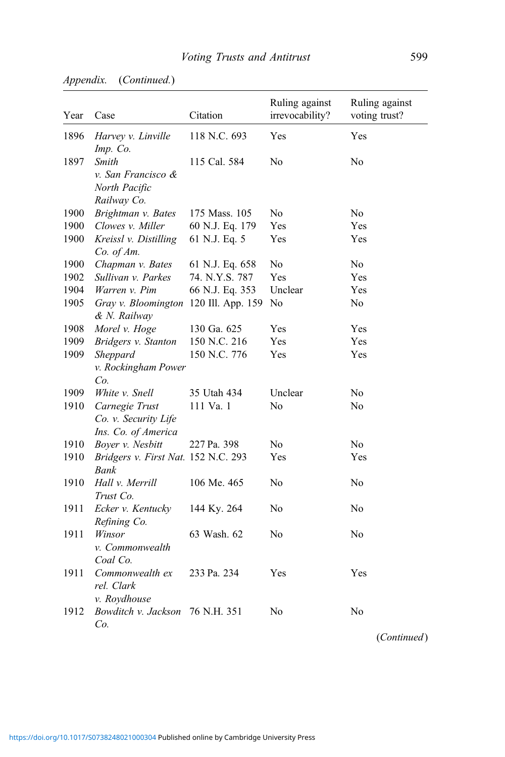*Appendix.* (*Continued*.)

| Year | Case | Citation | Ruling against irrevocability? | Ruling against voting trust? |
|---|---|---|---|---|
| 1896 | *Harvey v. Linville Imp. Co.* | 118 N.C. 693 | Yes | Yes |
| 1897 | *Smith v. San Francisco & North Pacific Railway Co.* | 115 Cal. 584 | No | No |
| 1900 | *Brightman v. Bates* | 175 Mass. 105 | No | No |
| 1900 | *Clowes v. Miller* | 60 N.J. Eq. 179 | Yes | Yes |
| 1900 | *Kreissl v. Distilling Co. of Am.* | 61 N.J. Eq. 5 | Yes | Yes |
| 1900 | *Chapman v. Bates* | 61 N.J. Eq. 658 | No | No |
| 1902 | *Sullivan v. Parkes* | 74. N.Y.S. 787 | Yes | Yes |
| 1904 | *Warren v. Pim* | 66 N.J. Eq. 353 | Unclear | Yes |
| 1905 | *Gray v. Bloomington & N. Railway* | 120 Ill. App. 159 | No | No |
| 1908 | *Morel v. Hoge* | 130 Ga. 625 | Yes | Yes |
| 1909 | *Bridgers v. Stanton* | 150 N.C. 216 | Yes | Yes |
| 1909 | *Sheppard v. Rockingham Power Co.* | 150 N.C. 776 | Yes | Yes |
| 1909 | *White v. Snell* | 35 Utah 434 | Unclear | No |
| 1910 | *Carnegie Trust Co. v. Security Life Ins. Co. of America* | 111 Va. 1 | No | No |
| 1910 | *Boyer v. Nesbitt* | 227 Pa. 398 | No | No |
| 1910 | *Bridgers v. First Nat. Bank* | 152 N.C. 293 | Yes | Yes |
| 1910 | *Hall v. Merrill Trust Co.* | 106 Me. 465 | No | No |
| 1911 | *Ecker v. Kentucky Refining Co.* | 144 Ky. 264 | No | No |
| 1911 | *Winsor v. Commonwealth Coal Co.* | 63 Wash. 62 | No | No |
| 1911 | *Commonwealth ex rel. Clark v. Roydhouse* | 233 Pa. 234 | Yes | Yes |
| 1912 | *Bowditch v. Jackson Co.* | 76 N.H. 351 | No | No |

(*Continued*)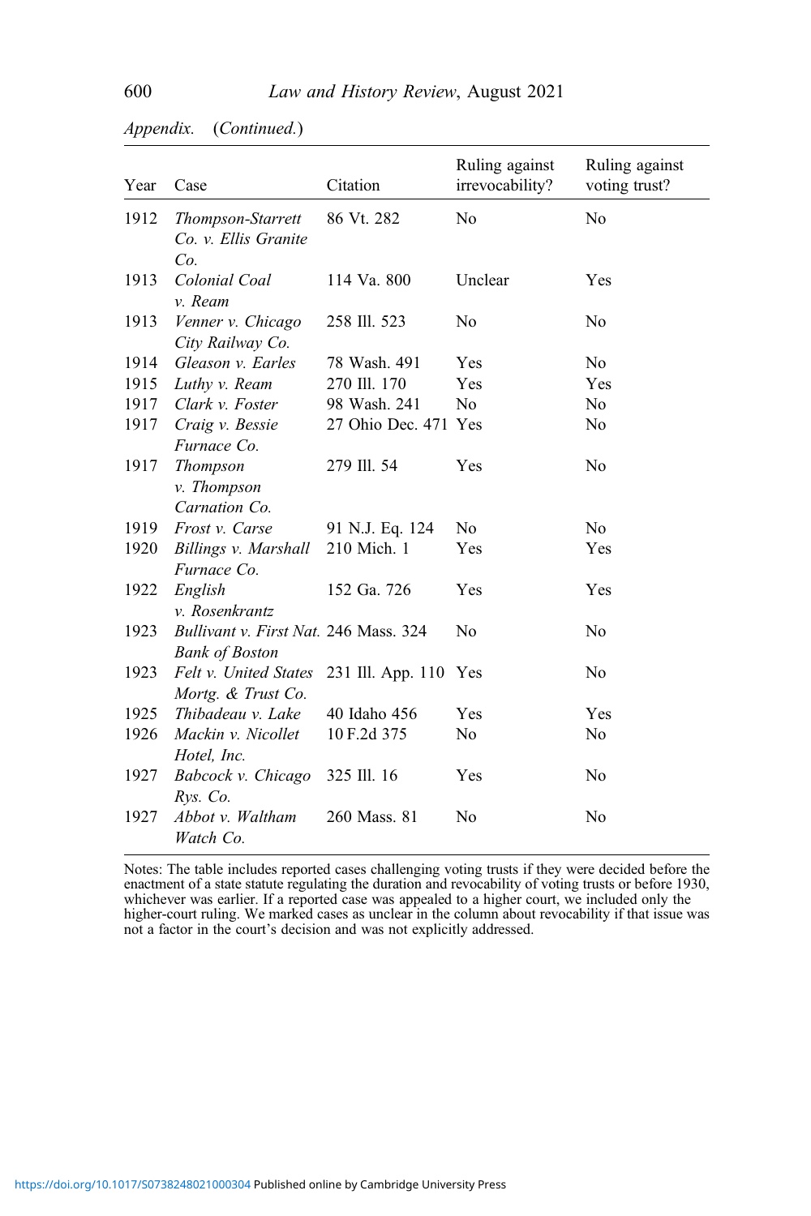*Appendix.* (*Continued.*)

| Year | Case | Citation | Ruling against irrevocability? | Ruling against voting trust? |
|---|---|---|---|---|
| 1912 | *Thompson-Starrett Co. v. Ellis Granite Co.* | 86 Vt. 282 | No | No |
| 1913 | *Colonial Coal v. Ream* | 114 Va. 800 | Unclear | Yes |
| 1913 | *Venner v. Chicago City Railway Co.* | 258 Ill. 523 | No | No |
| 1914 | *Gleason v. Earles* | 78 Wash. 491 | Yes | No |
| 1915 | *Luthy v. Ream* | 270 Ill. 170 | Yes | Yes |
| 1917 | *Clark v. Foster* | 98 Wash. 241 | No | No |
| 1917 | *Craig v. Bessie Furnace Co.* | 27 Ohio Dec. 471 | Yes | No |
| 1917 | *Thompson v. Thompson Carnation Co.* | 279 Ill. 54 | Yes | No |
| 1919 | *Frost v. Carse* | 91 N.J. Eq. 124 | No | No |
| 1920 | *Billings v. Marshall Furnace Co.* | 210 Mich. 1 | Yes | Yes |
| 1922 | *English v. Rosenkrantz* | 152 Ga. 726 | Yes | Yes |
| 1923 | *Bullivant v. First Nat. Bank of Boston* | 246 Mass. 324 | No | No |
| 1923 | *Felt v. United States Mortg. & Trust Co.* | 231 Ill. App. 110 | Yes | No |
| 1925 | *Thibadeau v. Lake* | 40 Idaho 456 | Yes | Yes |
| 1926 | *Mackin v. Nicollet Hotel, Inc.* | 10 F.2d 375 | No | No |
| 1927 | *Babcock v. Chicago Rys. Co.* | 325 Ill. 16 | Yes | No |
| 1927 | *Abbot v. Waltham Watch Co.* | 260 Mass. 81 | No | No |

Notes: The table includes reported cases challenging voting trusts if they were decided before the enactment of a state statute regulating the duration and revocability of voting trusts or before 1930, whichever was earlier. If a reported case was appealed to a higher court, we included only the higher-court ruling. We marked cases as unclear in the column about revocability if that issue was not a factor in the court's decision and was not explicitly addressed.